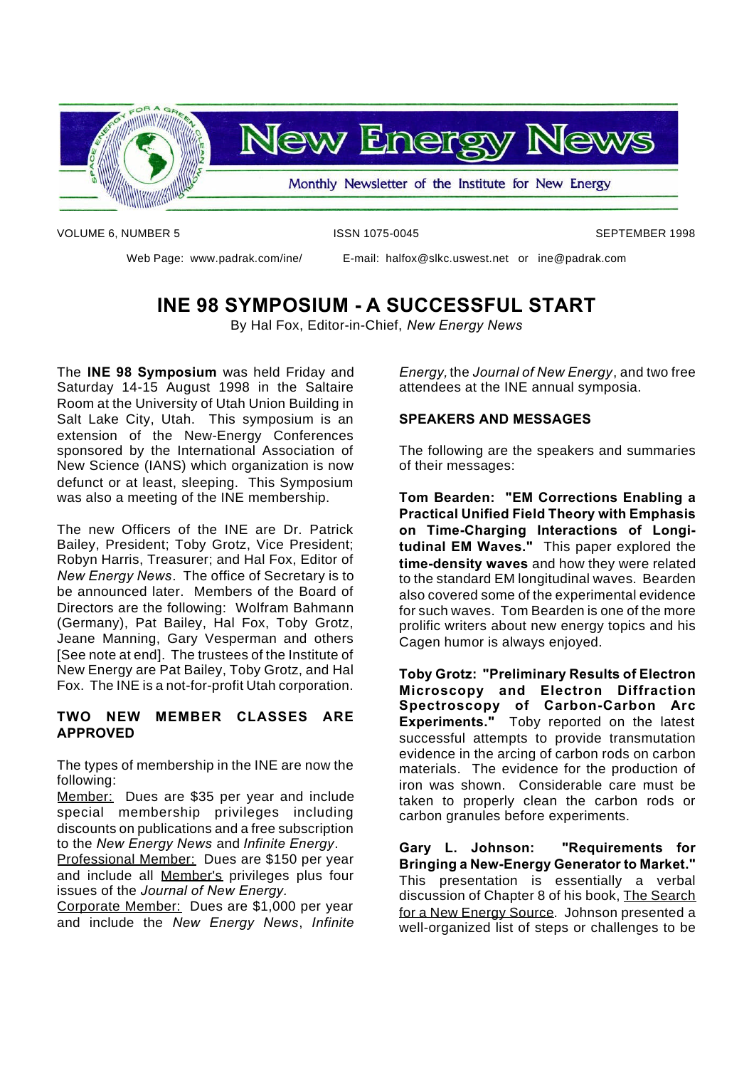# New Energy News

Monthly Newsletter of the Institute for New Energy

VOLUME 6, NUMBER 5 ISSN 1075-0045 SEPTEMBER 1998

Web Page: www.padrak.com/ine/ E-mail: halfox@slkc.uswest.net or ine@padrak.com

## INE 98 SYMPOSIUM - A SUCCESSFUL START

By Hal Fox, Editor-in-Chief, *New Energy News*

The **INE 98 Symposium** was held Friday and Saturday 14-15 August 1998 in the Saltaire Room at the University of Utah Union Building in Salt Lake City, Utah. This symposium is an extension of the New-Energy Conferences sponsored by the International Association of New Science (IANS) which organization is now defunct or at least, sleeping. This Symposium was also a meeting of the INE membership.

The new Officers of the INE are Dr. Patrick Bailey, President; Toby Grotz, Vice President; Robyn Harris, Treasurer; and Hal Fox, Editor of *New Energy News*. The office of Secretary is to be announced later. Members of the Board of Directors are the following: Wolfram Bahmann (Germany), Pat Bailey, Hal Fox, Toby Grotz, Jeane Manning, Gary Vesperman and others [See note at end]. The trustees of the Institute of New Energy are Pat Bailey, Toby Grotz, and Hal Fox. The INE is a not-for-profit Utah corporation.

### TWO NEW MEMBER CLASSES ARE APPROVED

The types of membership in the INE are now the following:

Member: Dues are $35 per year and include special membership privileges including discounts on publications and a free subscription to the *New Energy News* and *Infinite Energy*.

Professional Member: Dues are $150 per year and include all Member's privileges plus four issues of the *Journal of New Energy.*

Corporate Member: Dues are $1,000 per year and include the *New Energy News*, *Infinite Energy,* the *Journal of New Energy*, and two free attendees at the INE annual symposia.

### SPEAKERS AND MESSAGES

The following are the speakers and summaries of their messages:

**Tom Bearden: "EM Corrections Enabling a Practical Unified Field Theory with Emphasis on Time-Charging Interactions of Longitudinal EM Waves."** This paper explored the **time-density waves** and how they were related to the standard EM longitudinal waves. Bearden also covered some of the experimental evidence for such waves. Tom Bearden is one of the more prolific writers about new energy topics and his Cagen humor is always enjoyed.

**Toby Grotz: "Preliminary Results of Electron Microscopy and Electron Diffraction Spectroscopy of Carbon-Carbon Arc Experiments."** Toby reported on the latest successful attempts to provide transmutation evidence in the arcing of carbon rods on carbon materials. The evidence for the production of iron was shown. Considerable care must be taken to properly clean the carbon rods or carbon granules before experiments.

**Gary L. Johnson: "Requirements for Bringing a New-Energy Generator to Market."** This presentation is essentially a verbal discussion of Chapter 8 of his book, The Search for a New Energy Source. Johnson presented a well-organized list of steps or challenges to be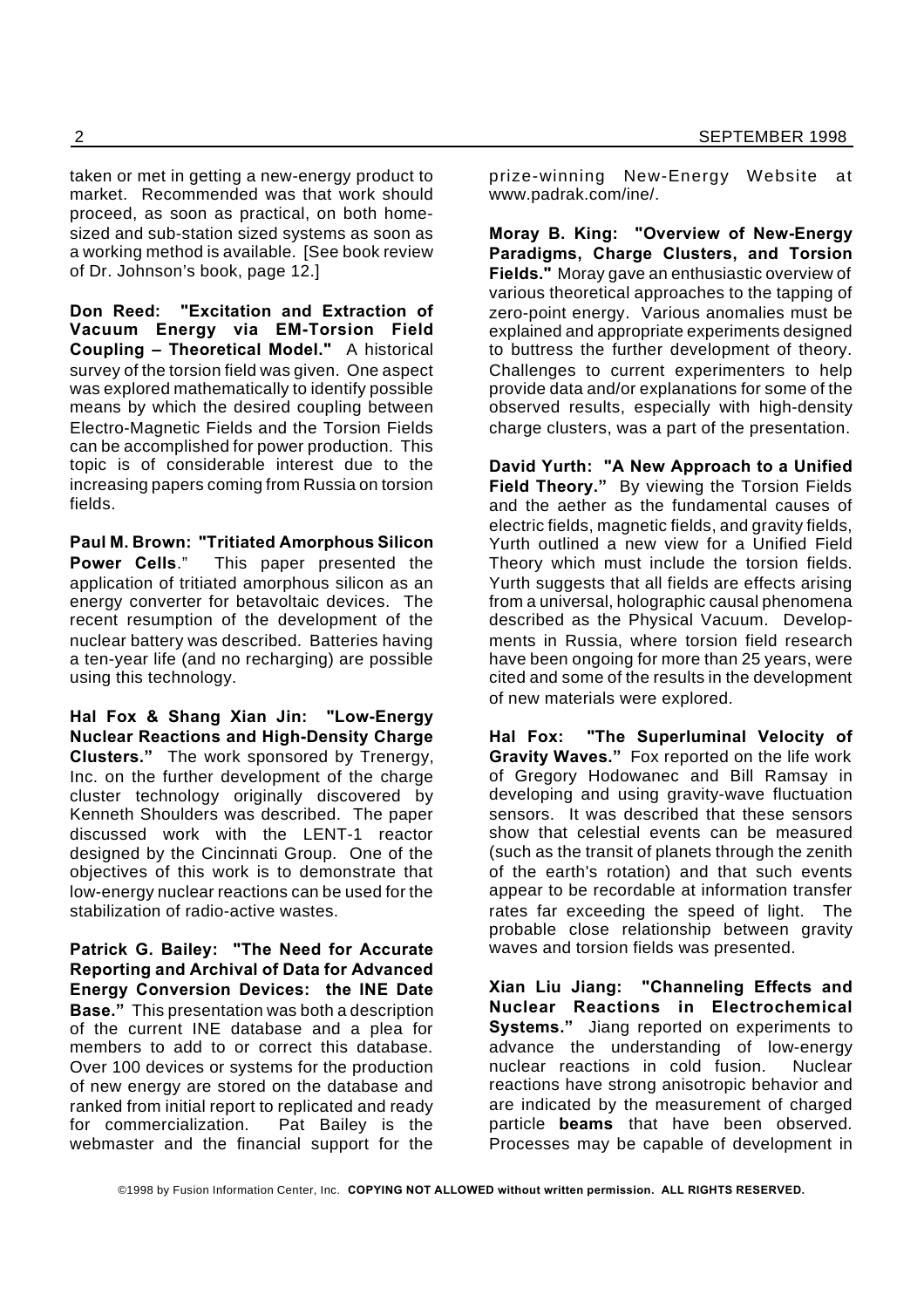taken or met in getting a new-energy product to market. Recommended was that work should proceed, as soon as practical, on both home-sized and sub-station sized systems as soon as a working method is available. [See book review of Dr. Johnson's book, page 12.]

**Don Reed: "Excitation and Extraction of Vacuum Energy via EM-Torsion Field Coupling – Theoretical Model."** A historical survey of the torsion field was given. One aspect was explored mathematically to identify possible means by which the desired coupling between Electro-Magnetic Fields and the Torsion Fields can be accomplished for power production. This topic is of considerable interest due to the increasing papers coming from Russia on torsion fields.

**Paul M. Brown: "Tritiated Amorphous Silicon Power Cells**." This paper presented the application of tritiated amorphous silicon as an energy converter for betavoltaic devices. The recent resumption of the development of the nuclear battery was described. Batteries having a ten-year life (and no recharging) are possible using this technology.

**Hal Fox & Shang Xian Jin: "Low-Energy Nuclear Reactions and High-Density Charge Clusters."** The work sponsored by Trenergy, Inc. on the further development of the charge cluster technology originally discovered by Kenneth Shoulders was described. The paper discussed work with the LENT-1 reactor designed by the Cincinnati Group. One of the objectives of this work is to demonstrate that low-energy nuclear reactions can be used for the stabilization of radio-active wastes.

**Patrick G. Bailey: "The Need for Accurate Reporting and Archival of Data for Advanced Energy Conversion Devices: the INE Date Base."** This presentation was both a description of the current INE database and a plea for members to add to or correct this database. Over 100 devices or systems for the production of new energy are stored on the database and ranked from initial report to replicated and ready for commercialization. Pat Bailey is the webmaster and the financial support for the prize-winning New-Energy Website at www.padrak.com/ine/.

**Moray B. King: "Overview of New-Energy Paradigms, Charge Clusters, and Torsion Fields."** Moray gave an enthusiastic overview of various theoretical approaches to the tapping of zero-point energy. Various anomalies must be explained and appropriate experiments designed to buttress the further development of theory. Challenges to current experimenters to help provide data and/or explanations for some of the observed results, especially with high-density charge clusters, was a part of the presentation.

**David Yurth: "A New Approach to a Unified Field Theory."** By viewing the Torsion Fields and the aether as the fundamental causes of electric fields, magnetic fields, and gravity fields, Yurth outlined a new view for a Unified Field Theory which must include the torsion fields. Yurth suggests that all fields are effects arising from a universal, holographic causal phenomena described as the Physical Vacuum. Developments in Russia, where torsion field research have been ongoing for more than 25 years, were cited and some of the results in the development of new materials were explored.

**Hal Fox: "The Superluminal Velocity of Gravity Waves."** Fox reported on the life work of Gregory Hodowanec and Bill Ramsay in developing and using gravity-wave fluctuation sensors. It was described that these sensors show that celestial events can be measured (such as the transit of planets through the zenith of the earth's rotation) and that such events appear to be recordable at information transfer rates far exceeding the speed of light. The probable close relationship between gravity waves and torsion fields was presented.

**Xian Liu Jiang: "Channeling Effects and Nuclear Reactions in Electrochemical Systems."** Jiang reported on experiments to advance the understanding of low-energy nuclear reactions in cold fusion. Nuclear reactions have strong anisotropic behavior and are indicated by the measurement of charged particle **beams** that have been observed. Processes may be capable of development in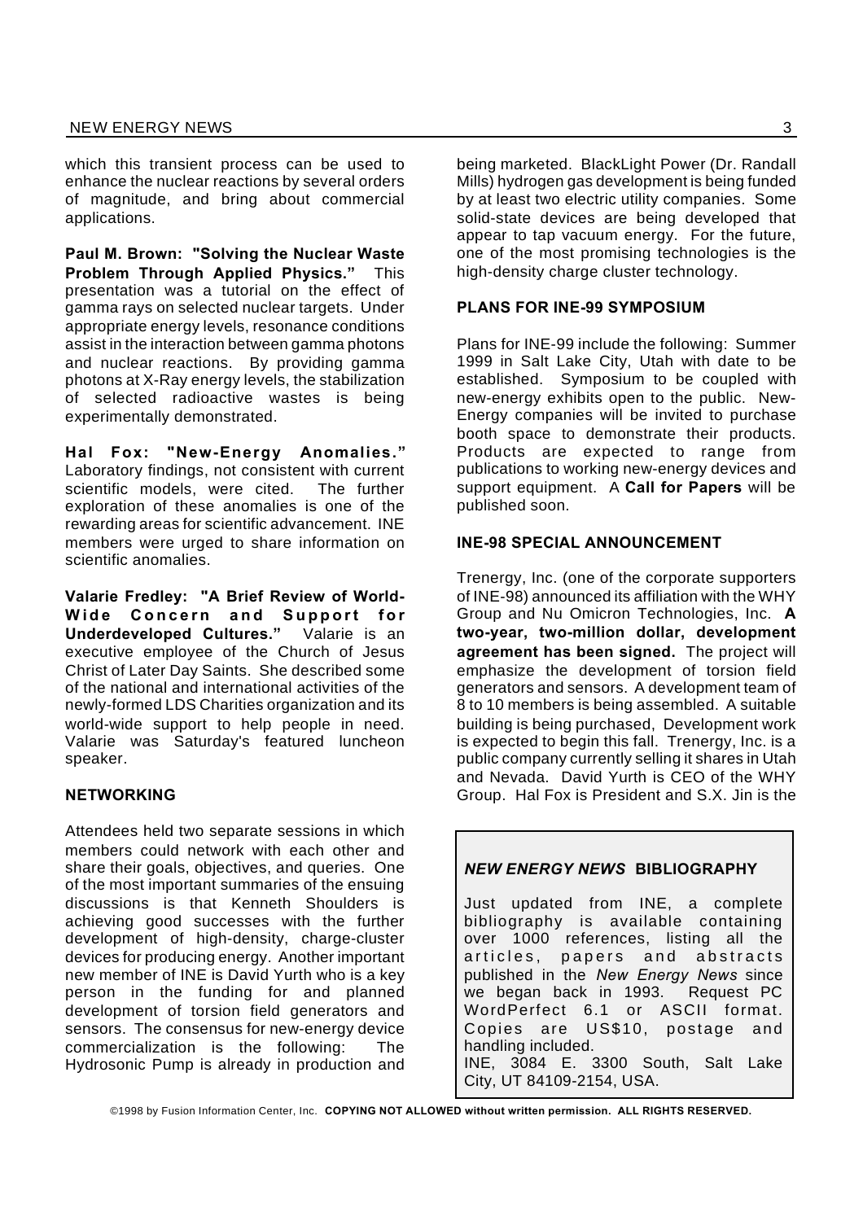which this transient process can be used to enhance the nuclear reactions by several orders of magnitude, and bring about commercial applications.

**Paul M. Brown: "Solving the Nuclear Waste Problem Through Applied Physics."** This presentation was a tutorial on the effect of gamma rays on selected nuclear targets. Under appropriate energy levels, resonance conditions assist in the interaction between gamma photons and nuclear reactions. By providing gamma photons at X-Ray energy levels, the stabilization of selected radioactive wastes is being experimentally demonstrated.

**Hal Fox: "New-Energy Anomalies."** Laboratory findings, not consistent with current scientific models, were cited. The further exploration of these anomalies is one of the rewarding areas for scientific advancement. INE members were urged to share information on scientific anomalies.

**Valarie Fredley: "A Brief Review of World-Wide Concern and Support for Underdeveloped Cultures."** Valarie is an executive employee of the Church of Jesus Christ of Later Day Saints. She described some of the national and international activities of the newly-formed LDS Charities organization and its world-wide support to help people in need. Valarie was Saturday's featured luncheon speaker.

### NETWORKING

Attendees held two separate sessions in which members could network with each other and share their goals, objectives, and queries. One of the most important summaries of the ensuing discussions is that Kenneth Shoulders is achieving good successes with the further development of high-density, charge-cluster devices for producing energy. Another important new member of INE is David Yurth who is a key person in the funding for and planned development of torsion field generators and sensors. The consensus for new-energy device commercialization is the following: The Hydrosonic Pump is already in production and being marketed. BlackLight Power (Dr. Randall Mills) hydrogen gas development is being funded by at least two electric utility companies. Some solid-state devices are being developed that appear to tap vacuum energy. For the future, one of the most promising technologies is the high-density charge cluster technology.

### PLANS FOR INE-99 SYMPOSIUM

Plans for INE-99 include the following: Summer 1999 in Salt Lake City, Utah with date to be established. Symposium to be coupled with new-energy exhibits open to the public. New-Energy companies will be invited to purchase booth space to demonstrate their products. Products are expected to range from publications to working new-energy devices and support equipment. A **Call for Papers** will be published soon.

### INE-98 SPECIAL ANNOUNCEMENT

Trenergy, Inc. (one of the corporate supporters of INE-98) announced its affiliation with the WHY Group and Nu Omicron Technologies, Inc. **A two-year, two-million dollar, development agreement has been signed.** The project will emphasize the development of torsion field generators and sensors. A development team of 8 to 10 members is being assembled. A suitable building is being purchased, Development work is expected to begin this fall. Trenergy, Inc. is a public company currently selling it shares in Utah and Nevada. David Yurth is CEO of the WHY Group. Hal Fox is President and S.X. Jin is the

---

### *NEW ENERGY NEWS* BIBLIOGRAPHY

Just updated from INE, a complete bibliography is available containing over 1000 references, listing all the articles, papers and abstracts published in the *New Energy News* since we began back in 1993. Request PC WordPerfect 6.1 or ASCII format. Copies are US$10, postage and handling included.
INE, 3084 E. 3300 South, Salt Lake City, UT 84109-2154, USA.

---

©1998 by Fusion Information Center, Inc. **COPYING NOT ALLOWED without written permission. ALL RIGHTS RESERVED.**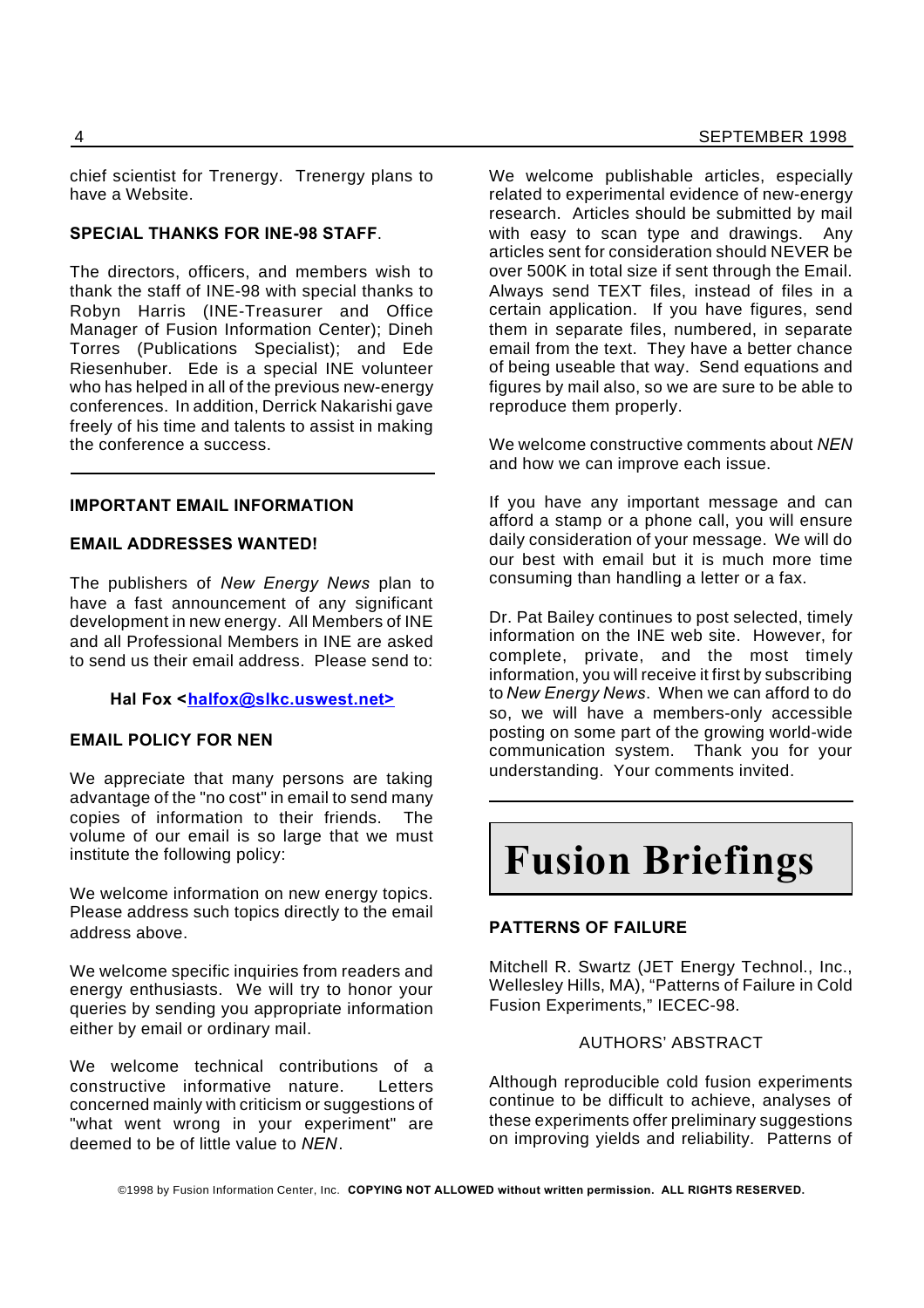chief scientist for Trenergy. Trenergy plans to have a Website.

**SPECIAL THANKS FOR INE-98 STAFF**.

The directors, officers, and members wish to thank the staff of INE-98 with special thanks to Robyn Harris (INE-Treasurer and Office Manager of Fusion Information Center); Dineh Torres (Publications Specialist); and Ede Riesenhuber. Ede is a special INE volunteer who has helped in all of the previous new-energy conferences. In addition, Derrick Nakarishi gave freely of his time and talents to assist in making the conference a success.

---

**IMPORTANT EMAIL INFORMATION**

**EMAIL ADDRESSES WANTED!**

The publishers of *New Energy News* plan to have a fast announcement of any significant development in new energy. All Members of INE and all Professional Members in INE are asked to send us their email address. Please send to:

**Hal Fox <halfox@slkc.uswest.net>**

**EMAIL POLICY FOR NEN**

We appreciate that many persons are taking advantage of the "no cost" in email to send many copies of information to their friends. The volume of our email is so large that we must institute the following policy:

We welcome information on new energy topics. Please address such topics directly to the email address above.

We welcome specific inquiries from readers and energy enthusiasts. We will try to honor your queries by sending you appropriate information either by email or ordinary mail.

We welcome technical contributions of a constructive informative nature. Letters concerned mainly with criticism or suggestions of "what went wrong in your experiment" are deemed to be of little value to *NEN*.

We welcome publishable articles, especially related to experimental evidence of new-energy research. Articles should be submitted by mail with easy to scan type and drawings. Any articles sent for consideration should NEVER be over 500K in total size if sent through the Email. Always send TEXT files, instead of files in a certain application. If you have figures, send them in separate files, numbered, in separate email from the text. They have a better chance of being useable that way. Send equations and figures by mail also, so we are sure to be able to reproduce them properly.

We welcome constructive comments about *NEN* and how we can improve each issue.

If you have any important message and can afford a stamp or a phone call, you will ensure daily consideration of your message. We will do our best with email but it is much more time consuming than handling a letter or a fax.

Dr. Pat Bailey continues to post selected, timely information on the INE web site. However, for complete, private, and the most timely information, you will receive it first by subscribing to *New Energy News*. When we can afford to do so, we will have a members-only accessible posting on some part of the growing world-wide communication system. Thank you for your understanding. Your comments invited.

---

# Fusion Briefings

**PATTERNS OF FAILURE**

Mitchell R. Swartz (JET Energy Technol., Inc., Wellesley Hills, MA), "Patterns of Failure in Cold Fusion Experiments," IECEC-98.

AUTHORS' ABSTRACT

Although reproducible cold fusion experiments continue to be difficult to achieve, analyses of these experiments offer preliminary suggestions on improving yields and reliability. Patterns of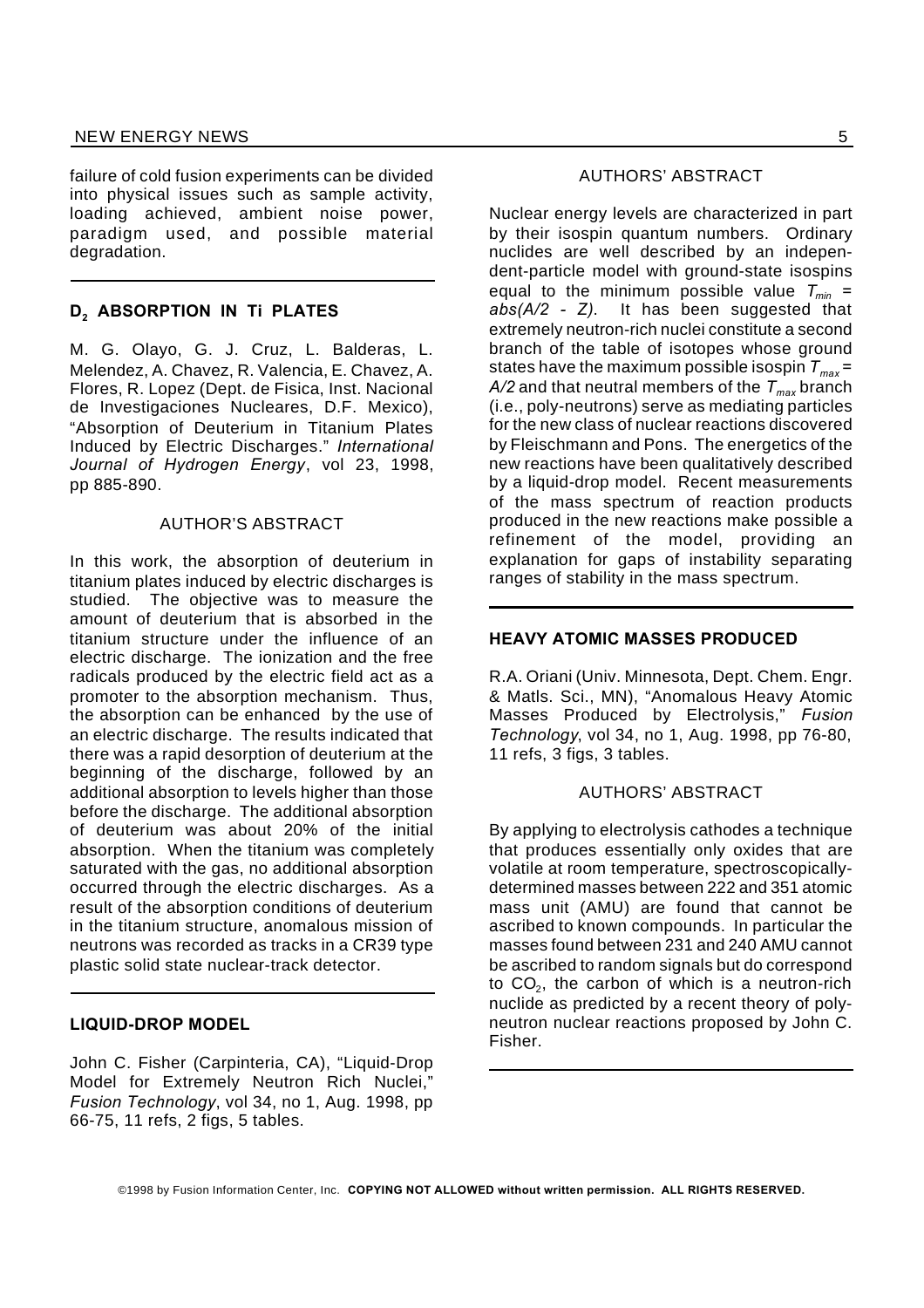failure of cold fusion experiments can be divided into physical issues such as sample activity, loading achieved, ambient noise power, paradigm used, and possible material degradation.

## $D_2$ ABSORPTION IN Ti PLATES

M. G. Olayo, G. J. Cruz, L. Balderas, L. Melendez, A. Chavez, R. Valencia, E. Chavez, A. Flores, R. Lopez (Dept. de Fisica, Inst. Nacional de Investigaciones Nucleares, D.F. Mexico), "Absorption of Deuterium in Titanium Plates Induced by Electric Discharges." *International Journal of Hydrogen Energy*, vol 23, 1998, pp 885-890.

AUTHOR'S ABSTRACT

In this work, the absorption of deuterium in titanium plates induced by electric discharges is studied. The objective was to measure the amount of deuterium that is absorbed in the titanium structure under the influence of an electric discharge. The ionization and the free radicals produced by the electric field act as a promoter to the absorption mechanism. Thus, the absorption can be enhanced by the use of an electric discharge. The results indicated that there was a rapid desorption of deuterium at the beginning of the discharge, followed by an additional absorption to levels higher than those before the discharge. The additional absorption of deuterium was about 20% of the initial absorption. When the titanium was completely saturated with the gas, no additional absorption occurred through the electric discharges. As a result of the absorption conditions of deuterium in the titanium structure, anomalous mission of neutrons was recorded as tracks in a CR39 type plastic solid state nuclear-track detector.

## LIQUID-DROP MODEL

John C. Fisher (Carpinteria, CA), "Liquid-Drop Model for Extremely Neutron Rich Nuclei," *Fusion Technology*, vol 34, no 1, Aug. 1998, pp 66-75, 11 refs, 2 figs, 5 tables.

AUTHORS' ABSTRACT

Nuclear energy levels are characterized in part by their isospin quantum numbers. Ordinary nuclides are well described by an independent-particle model with ground-state isospins equal to the minimum possible value $T_{min} = abs(A/2 - Z)$. It has been suggested that extremely neutron-rich nuclei constitute a second branch of the table of isotopes whose ground states have the maximum possible isospin $T_{max} = A/2$ and that neutral members of the $T_{max}$ branch (i.e., poly-neutrons) serve as mediating particles for the new class of nuclear reactions discovered by Fleischmann and Pons. The energetics of the new reactions have been qualitatively described by a liquid-drop model. Recent measurements of the mass spectrum of reaction products produced in the new reactions make possible a refinement of the model, providing an explanation for gaps of instability separating ranges of stability in the mass spectrum.

## HEAVY ATOMIC MASSES PRODUCED

R.A. Oriani (Univ. Minnesota, Dept. Chem. Engr. & Matls. Sci., MN), "Anomalous Heavy Atomic Masses Produced by Electrolysis," *Fusion Technology*, vol 34, no 1, Aug. 1998, pp 76-80, 11 refs, 3 figs, 3 tables.

AUTHORS' ABSTRACT

By applying to electrolysis cathodes a technique that produces essentially only oxides that are volatile at room temperature, spectroscopically-determined masses between 222 and 351 atomic mass unit (AMU) are found that cannot be ascribed to known compounds. In particular the masses found between 231 and 240 AMU cannot be ascribed to random signals but do correspond to $CO_2$, the carbon of which is a neutron-rich nuclide as predicted by a recent theory of poly-neutron nuclear reactions proposed by John C. Fisher.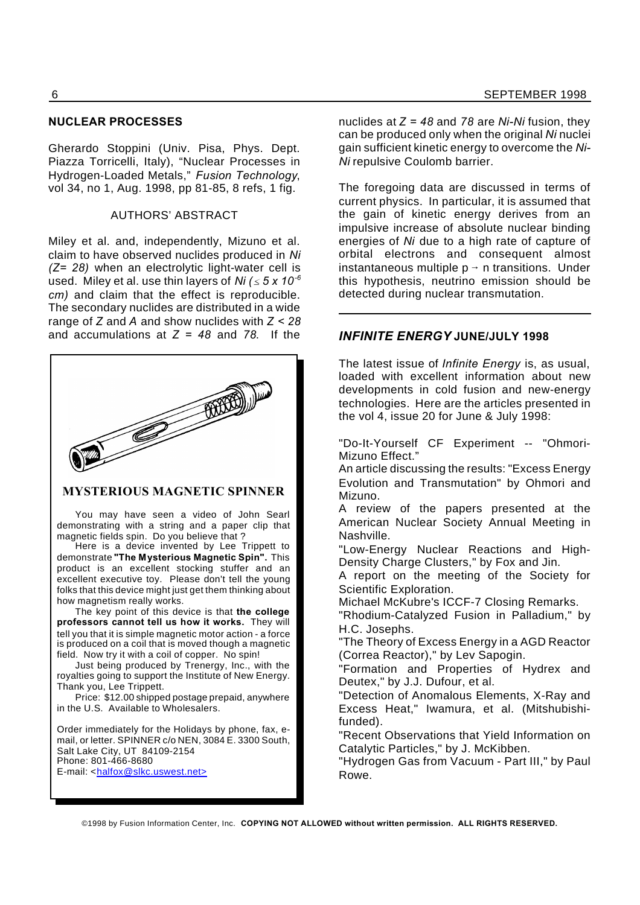## NUCLEAR PROCESSES

Gherardo Stoppini (Univ. Pisa, Phys. Dept. Piazza Torricelli, Italy), "Nuclear Processes in Hydrogen-Loaded Metals," *Fusion Technology*, vol 34, no 1, Aug. 1998, pp 81-85, 8 refs, 1 fig.

AUTHORS' ABSTRACT

Miley et al. and, independently, Mizuno et al. claim to have observed nuclides produced in *Ni* *(Z= 28)* when an electrolytic light-water cell is used. Miley et al. use thin layers of *Ni* ($\leq 5 \times 10^{-6}$ *cm)* and claim that the effect is reproducible. The secondary nuclides are distributed in a wide range of *Z* and *A* and show nuclides with $Z < 28$ and accumulations at $Z = 48$ and *78*. If the nuclides at $Z = 48$ and *78* are *Ni-Ni* fusion, they can be produced only when the original *Ni* nuclei gain sufficient kinetic energy to overcome the *Ni-Ni* repulsive Coulomb barrier.

The foregoing data are discussed in terms of current physics. In particular, it is assumed that the gain of kinetic energy derives from an impulsive increase of absolute nuclear binding energies of *Ni* due to a high rate of capture of orbital electrons and consequent almost instantaneous multiple $p \rightarrow n$ transitions. Under this hypothesis, neutrino emission should be detected during nuclear transmutation.

---

### MYSTERIOUS MAGNETIC SPINNER

You may have seen a video of John Searl demonstrating with a string and a paper clip that magnetic fields spin. Do you believe that ?

Here is a device invented by Lee Trippett to demonstrate **"The Mysterious Magnetic Spin".** This product is an excellent stocking stuffer and an excellent executive toy. Please don't tell the young folks that this device might just get them thinking about how magnetism really works.

The key point of this device is that **the college professors cannot tell us how it works.** They will tell you that it is simple magnetic motor action - a force is produced on a coil that is moved though a magnetic field. Now try it with a coil of copper. No spin!

Just being produced by Trenergy, Inc., with the royalties going to support the Institute of New Energy. Thank you, Lee Trippett.

Price: $12.00 shipped postage prepaid, anywhere in the U.S. Available to Wholesalers.

Order immediately for the Holidays by phone, fax, e-mail, or letter. SPINNER c/o NEN, 3084 E. 3300 South, Salt Lake City, UT 84109-2154
Phone: 801-466-8680
E-mail: <halfox@slkc.uswest.net>

---

## *INFINITE ENERGY* JUNE/JULY 1998

The latest issue of *Infinite Energy* is, as usual, loaded with excellent information about new developments in cold fusion and new-energy technologies. Here are the articles presented in the vol 4, issue 20 for June & July 1998:

"Do-It-Yourself CF Experiment -- "Ohmori-Mizuno Effect."

An article discussing the results: "Excess Energy Evolution and Transmutation" by Ohmori and Mizuno.

A review of the papers presented at the American Nuclear Society Annual Meeting in Nashville.

"Low-Energy Nuclear Reactions and High-Density Charge Clusters," by Fox and Jin.

A report on the meeting of the Society for Scientific Exploration.

Michael McKubre's ICCF-7 Closing Remarks.

"Rhodium-Catalyzed Fusion in Palladium," by H.C. Josephs.

"The Theory of Excess Energy in a AGD Reactor (Correa Reactor)," by Lev Sapogin.

"Formation and Properties of Hydrex and Deutex," by J.J. Dufour, et al.

"Detection of Anomalous Elements, X-Ray and Excess Heat," Iwamura, et al. (Mitshubishi-funded).

"Recent Observations that Yield Information on Catalytic Particles," by J. McKibben.

"Hydrogen Gas from Vacuum - Part III," by Paul Rowe.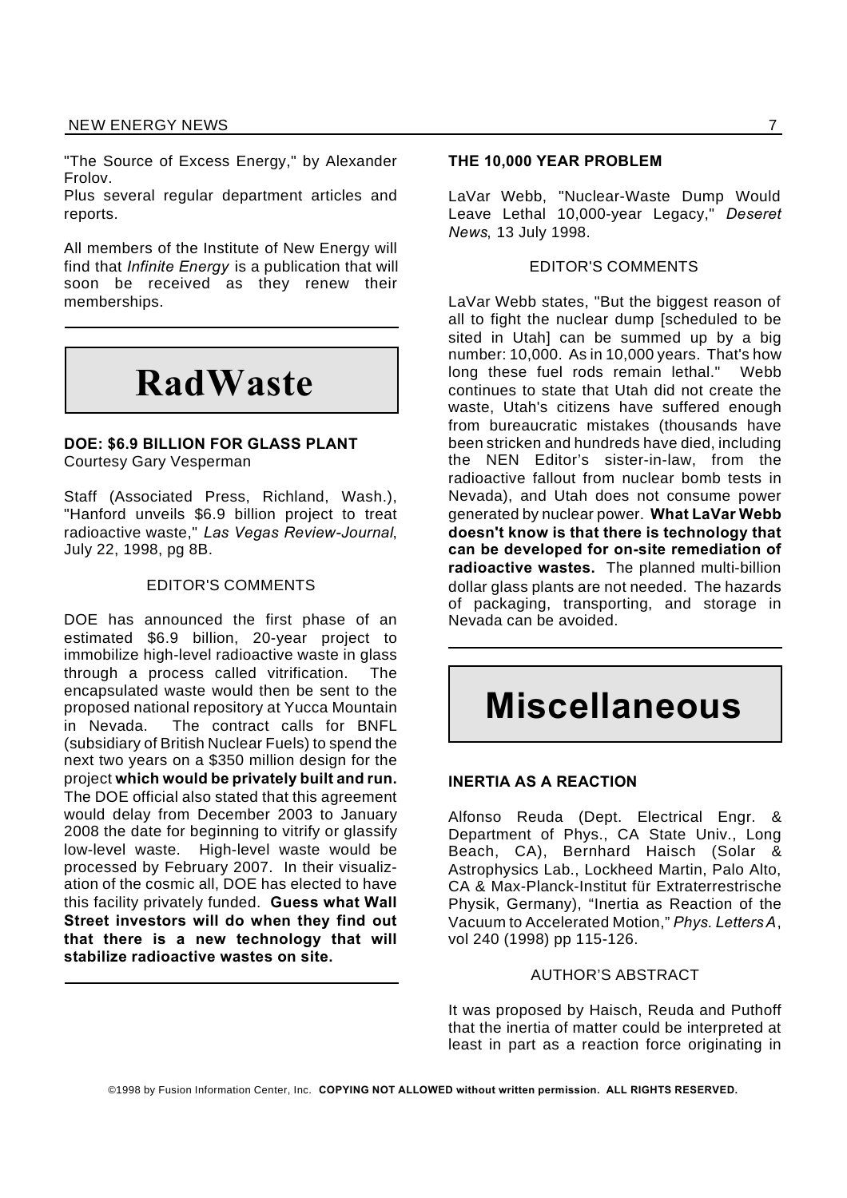"The Source of Excess Energy," by Alexander Frolov.

Plus several regular department articles and reports.

All members of the Institute of New Energy will find that *Infinite Energy* is a publication that will soon be received as they renew their memberships.

# RadWaste

### DOE: $6.9 BILLION FOR GLASS PLANT

Courtesy Gary Vesperman

Staff (Associated Press, Richland, Wash.), "Hanford unveils $6.9 billion project to treat radioactive waste," *Las Vegas Review-Journal*, July 22, 1998, pg 8B.

EDITOR'S COMMENTS

DOE has announced the first phase of an estimated $6.9 billion, 20-year project to immobilize high-level radioactive waste in glass through a process called vitrification. The encapsulated waste would then be sent to the proposed national repository at Yucca Mountain in Nevada. The contract calls for BNFL (subsidiary of British Nuclear Fuels) to spend the next two years on a $350 million design for the project **which would be privately built and run.** The DOE official also stated that this agreement would delay from December 2003 to January 2008 the date for beginning to vitrify or glassify low-level waste. High-level waste would be processed by February 2007. In their visualization of the cosmic all, DOE has elected to have this facility privately funded. **Guess what Wall Street investors will do when they find out that there is a new technology that will stabilize radioactive wastes on site.**

### THE 10,000 YEAR PROBLEM

LaVar Webb, "Nuclear-Waste Dump Would Leave Lethal 10,000-year Legacy," *Deseret News*, 13 July 1998.

EDITOR'S COMMENTS

LaVar Webb states, "But the biggest reason of all to fight the nuclear dump [scheduled to be sited in Utah] can be summed up by a big number: 10,000. As in 10,000 years. That's how long these fuel rods remain lethal." Webb continues to state that Utah did not create the waste, Utah's citizens have suffered enough from bureaucratic mistakes (thousands have been stricken and hundreds have died, including the NEN Editor's sister-in-law, from the radioactive fallout from nuclear bomb tests in Nevada), and Utah does not consume power generated by nuclear power. **What LaVar Webb doesn't know is that there is technology that can be developed for on-site remediation of radioactive wastes.** The planned multi-billion dollar glass plants are not needed. The hazards of packaging, transporting, and storage in Nevada can be avoided.

# Miscellaneous

### INERTIA AS A REACTION

Alfonso Reuda (Dept. Electrical Engr. & Department of Phys., CA State Univ., Long Beach, CA), Bernhard Haisch (Solar & Astrophysics Lab., Lockheed Martin, Palo Alto, CA & Max-Planck-Institut für Extraterrestrische Physik, Germany), "Inertia as Reaction of the Vacuum to Accelerated Motion," *Phys. Letters A*, vol 240 (1998) pp 115-126.

AUTHOR'S ABSTRACT

It was proposed by Haisch, Reuda and Puthoff that the inertia of matter could be interpreted at least in part as a reaction force originating in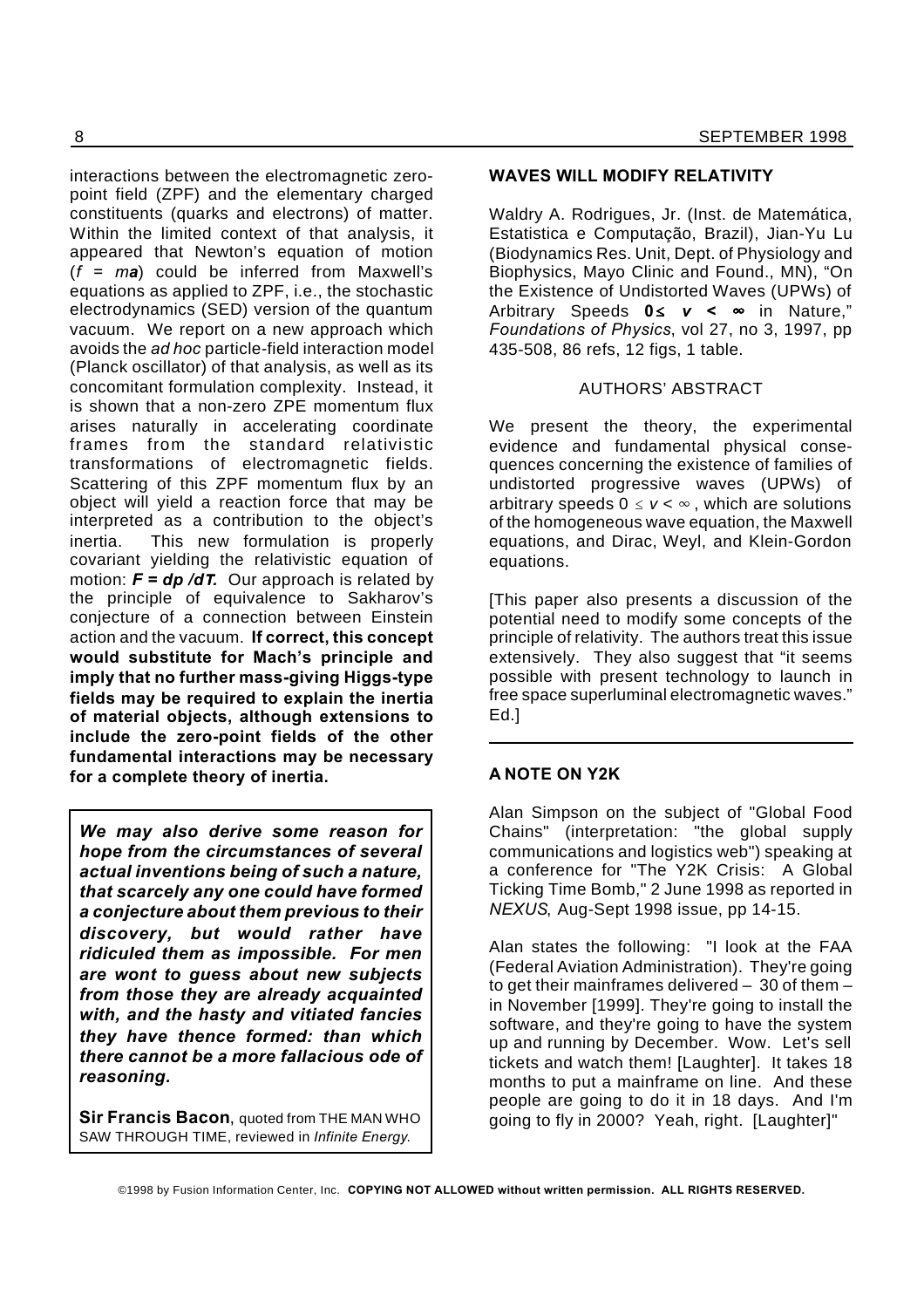interactions between the electromagnetic zero-point field (ZPF) and the elementary charged constituents (quarks and electrons) of matter. Within the limited context of that analysis, it appeared that Newton's equation of motion ($f = m\mathbf{a}$) could be inferred from Maxwell's equations as applied to ZPF, i.e., the stochastic electrodynamics (SED) version of the quantum vacuum. We report on a new approach which avoids the *ad hoc* particle-field interaction model (Planck oscillator) of that analysis, as well as its concomitant formulation complexity. Instead, it is shown that a non-zero ZPE momentum flux arises naturally in accelerating coordinate frames from the standard relativistic transformations of electromagnetic fields. Scattering of this ZPF momentum flux by an object will yield a reaction force that may be interpreted as a contribution to the object's inertia. This new formulation is properly covariant yielding the relativistic equation of motion: $\mathbf{F} = d\mathbf{p}/d\mathbf{T}$. Our approach is related by the principle of equivalence to Sakharov's conjecture of a connection between Einstein action and the vacuum. **If correct, this concept would substitute for Mach's principle and imply that no further mass-giving Higgs-type fields may be required to explain the inertia of material objects, although extensions to include the zero-point fields of the other fundamental interactions may be necessary for a complete theory of inertia.**

***We may also derive some reason for hope from the circumstances of several actual inventions being of such a nature, that scarcely any one could have formed a conjecture about them previous to their discovery, but would rather have ridiculed them as impossible. For men are wont to guess about new subjects from those they are already acquainted with, and the hasty and vitiated fancies they have thence formed: than which there cannot be a more fallacious ode of reasoning.***

**Sir Francis Bacon**, quoted from THE MAN WHO SAW THROUGH TIME, reviewed in *Infinite Energy*.

### WAVES WILL MODIFY RELATIVITY

Waldry A. Rodrigues, Jr. (Inst. de Matemática, Estatistica e Computação, Brazil), Jian-Yu Lu (Biodynamics Res. Unit, Dept. of Physiology and Biophysics, Mayo Clinic and Found., MN), "On the Existence of Undistorted Waves (UPWs) of Arbitrary Speeds $\mathbf{0 \leq v < \infty}$ in Nature," *Foundations of Physics*, vol 27, no 3, 1997, pp 435-508, 86 refs, 12 figs, 1 table.

AUTHORS' ABSTRACT

We present the theory, the experimental evidence and fundamental physical consequences concerning the existence of families of undistorted progressive waves (UPWs) of arbitrary speeds $0 \leq v < \infty$, which are solutions of the homogeneous wave equation, the Maxwell equations, and Dirac, Weyl, and Klein-Gordon equations.

[This paper also presents a discussion of the potential need to modify some concepts of the principle of relativity. The authors treat this issue extensively. They also suggest that "it seems possible with present technology to launch in free space superluminal electromagnetic waves." Ed.]

### A NOTE ON Y2K

Alan Simpson on the subject of "Global Food Chains" (interpretation: "the global supply communications and logistics web") speaking at a conference for "The Y2K Crisis: A Global Ticking Time Bomb," 2 June 1998 as reported in *NEXUS*, Aug-Sept 1998 issue, pp 14-15.

Alan states the following: "I look at the FAA (Federal Aviation Administration). They're going to get their mainframes delivered – 30 of them – in November [1999]. They're going to install the software, and they're going to have the system up and running by December. Wow. Let's sell tickets and watch them! [Laughter]. It takes 18 months to put a mainframe on line. And these people are going to do it in 18 days. And I'm going to fly in 2000? Yeah, right. [Laughter]"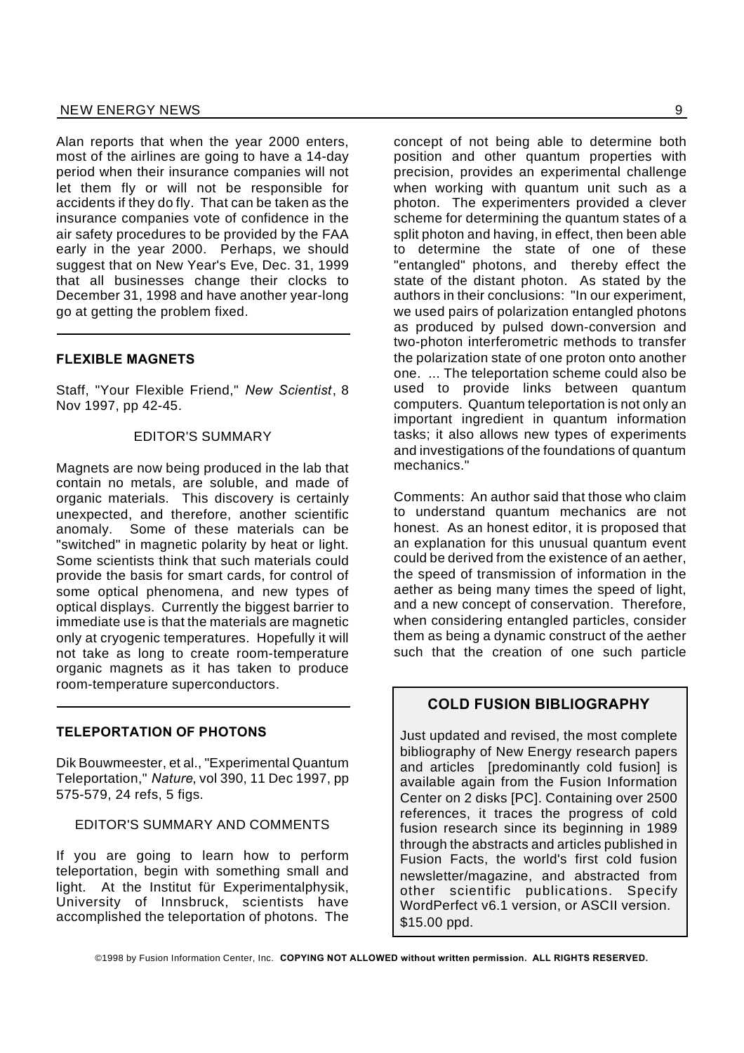Alan reports that when the year 2000 enters, most of the airlines are going to have a 14-day period when their insurance companies will not let them fly or will not be responsible for accidents if they do fly. That can be taken as the insurance companies vote of confidence in the air safety procedures to be provided by the FAA early in the year 2000. Perhaps, we should suggest that on New Year's Eve, Dec. 31, 1999 that all businesses change their clocks to December 31, 1998 and have another year-long go at getting the problem fixed.

---

### FLEXIBLE MAGNETS

Staff, "Your Flexible Friend," *New Scientist*, 8 Nov 1997, pp 42-45.

EDITOR'S SUMMARY

Magnets are now being produced in the lab that contain no metals, are soluble, and made of organic materials. This discovery is certainly unexpected, and therefore, another scientific anomaly. Some of these materials can be "switched" in magnetic polarity by heat or light. Some scientists think that such materials could provide the basis for smart cards, for control of some optical phenomena, and new types of optical displays. Currently the biggest barrier to immediate use is that the materials are magnetic only at cryogenic temperatures. Hopefully it will not take as long to create room-temperature organic magnets as it has taken to produce room-temperature superconductors.

---

### TELEPORTATION OF PHOTONS

Dik Bouwmeester, et al., "Experimental Quantum Teleportation," *Nature*, vol 390, 11 Dec 1997, pp 575-579, 24 refs, 5 figs.

EDITOR'S SUMMARY AND COMMENTS

If you are going to learn how to perform teleportation, begin with something small and light. At the Institut für Experimentalphysik, University of Innsbruck, scientists have accomplished the teleportation of photons. The concept of not being able to determine both position and other quantum properties with precision, provides an experimental challenge when working with quantum unit such as a photon. The experimenters provided a clever scheme for determining the quantum states of a split photon and having, in effect, then been able to determine the state of one of these "entangled" photons, and thereby effect the state of the distant photon. As stated by the authors in their conclusions: "In our experiment, we used pairs of polarization entangled photons as produced by pulsed down-conversion and two-photon interferometric methods to transfer the polarization state of one proton onto another one. ... The teleportation scheme could also be used to provide links between quantum computers. Quantum teleportation is not only an important ingredient in quantum information tasks; it also allows new types of experiments and investigations of the foundations of quantum mechanics."

Comments: An author said that those who claim to understand quantum mechanics are not honest. As an honest editor, it is proposed that an explanation for this unusual quantum event could be derived from the existence of an aether, the speed of transmission of information in the aether as being many times the speed of light, and a new concept of conservation. Therefore, when considering entangled particles, consider them as being a dynamic construct of the aether such that the creation of one such particle

---

### COLD FUSION BIBLIOGRAPHY

Just updated and revised, the most complete bibliography of New Energy research papers and articles [predominantly cold fusion] is available again from the Fusion Information Center on 2 disks [PC]. Containing over 2500 references, it traces the progress of cold fusion research since its beginning in 1989 through the abstracts and articles published in Fusion Facts, the world's first cold fusion newsletter/magazine, and abstracted from other scientific publications. Specify WordPerfect v6.1 version, or ASCII version. $15.00 ppd.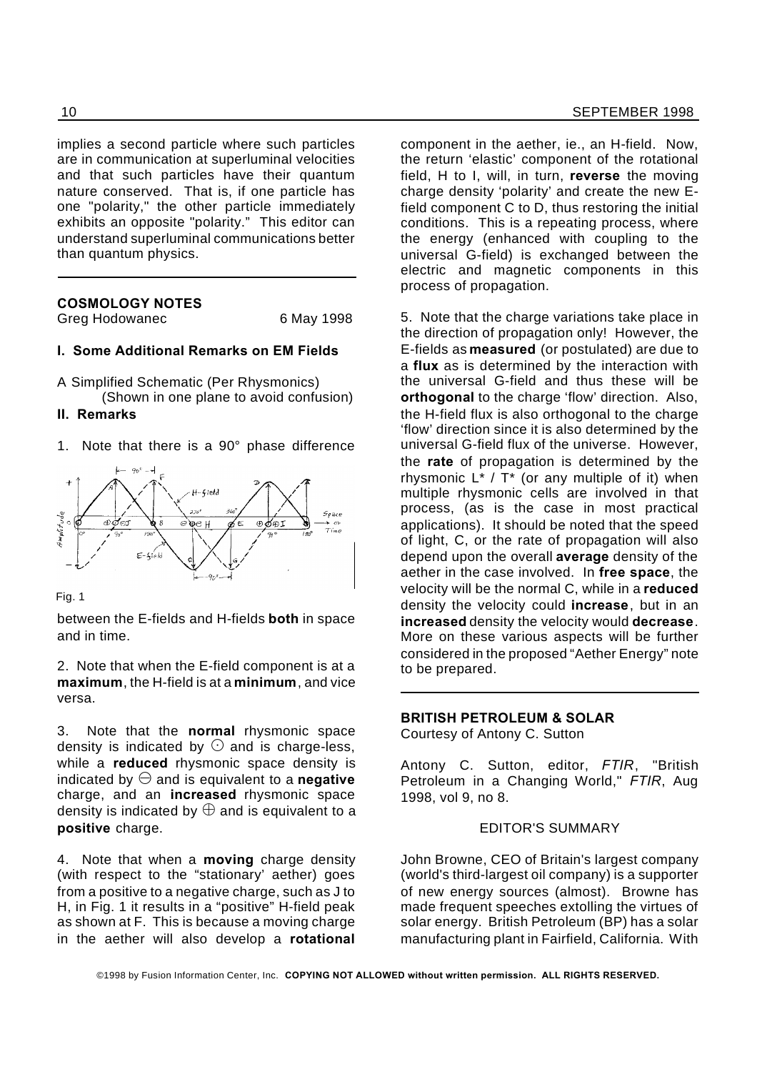implies a second particle where such particles are in communication at superluminal velocities and that such particles have their quantum nature conserved. That is, if one particle has one "polarity," the other particle immediately exhibits an opposite "polarity." This editor can understand superluminal communications better than quantum physics.

---

## COSMOLOGY NOTES

Greg Hodowanec 6 May 1998

### I. Some Additional Remarks on EM Fields

A Simplified Schematic (Per Rhysmonics)
(Shown in one plane to avoid confusion)

### II. Remarks

1. Note that there is a 90° phase difference between the E-fields and H-fields **both** in space and in time.

Fig. 1

2. Note that when the E-field component is at a **maximum**, the H-field is at a **minimum**, and vice versa.

3. Note that the **normal** rhysmonic space density is indicated by ⊙ and is charge-less, while a **reduced** rhysmonic space density is indicated by ⊖ and is equivalent to a **negative** charge, and an **increased** rhysmonic space density is indicated by ⊕ and is equivalent to a **positive** charge.

4. Note that when a **moving** charge density (with respect to the "stationary' aether) goes from a positive to a negative charge, such as J to H, in Fig. 1 it results in a "positive" H-field peak as shown at F. This is because a moving charge in the aether will also develop a **rotational** component in the aether, ie., an H-field. Now, the return 'elastic' component of the rotational field, H to I, will, in turn, **reverse** the moving charge density 'polarity' and create the new E-field component C to D, thus restoring the initial conditions. This is a repeating process, where the energy (enhanced with coupling to the universal G-field) is exchanged between the electric and magnetic components in this process of propagation.

5. Note that the charge variations take place in the direction of propagation only! However, the E-fields as **measured** (or postulated) are due to a **flux** as is determined by the interaction with the universal G-field and thus these will be **orthogonal** to the charge 'flow' direction. Also, the H-field flux is also orthogonal to the charge 'flow' direction since it is also determined by the universal G-field flux of the universe. However, the **rate** of propagation is determined by the rhysmonic L* / T* (or any multiple of it) when multiple rhysmonic cells are involved in that process, (as is the case in most practical applications). It should be noted that the speed of light, C, or the rate of propagation will also depend upon the overall **average** density of the aether in the case involved. In **free space**, the velocity will be the normal C, while in a **reduced** density the velocity could **increase**, but in an **increased** density the velocity would **decrease**. More on these various aspects will be further considered in the proposed "Aether Energy" note to be prepared.

---

## BRITISH PETROLEUM & SOLAR

Courtesy of Antony C. Sutton

Antony C. Sutton, editor, *FTIR*, "British Petroleum in a Changing World," *FTIR*, Aug 1998, vol 9, no 8.

EDITOR'S SUMMARY

John Browne, CEO of Britain's largest company (world's third-largest oil company) is a supporter of new energy sources (almost). Browne has made frequent speeches extolling the virtues of solar energy. British Petroleum (BP) has a solar manufacturing plant in Fairfield, California. With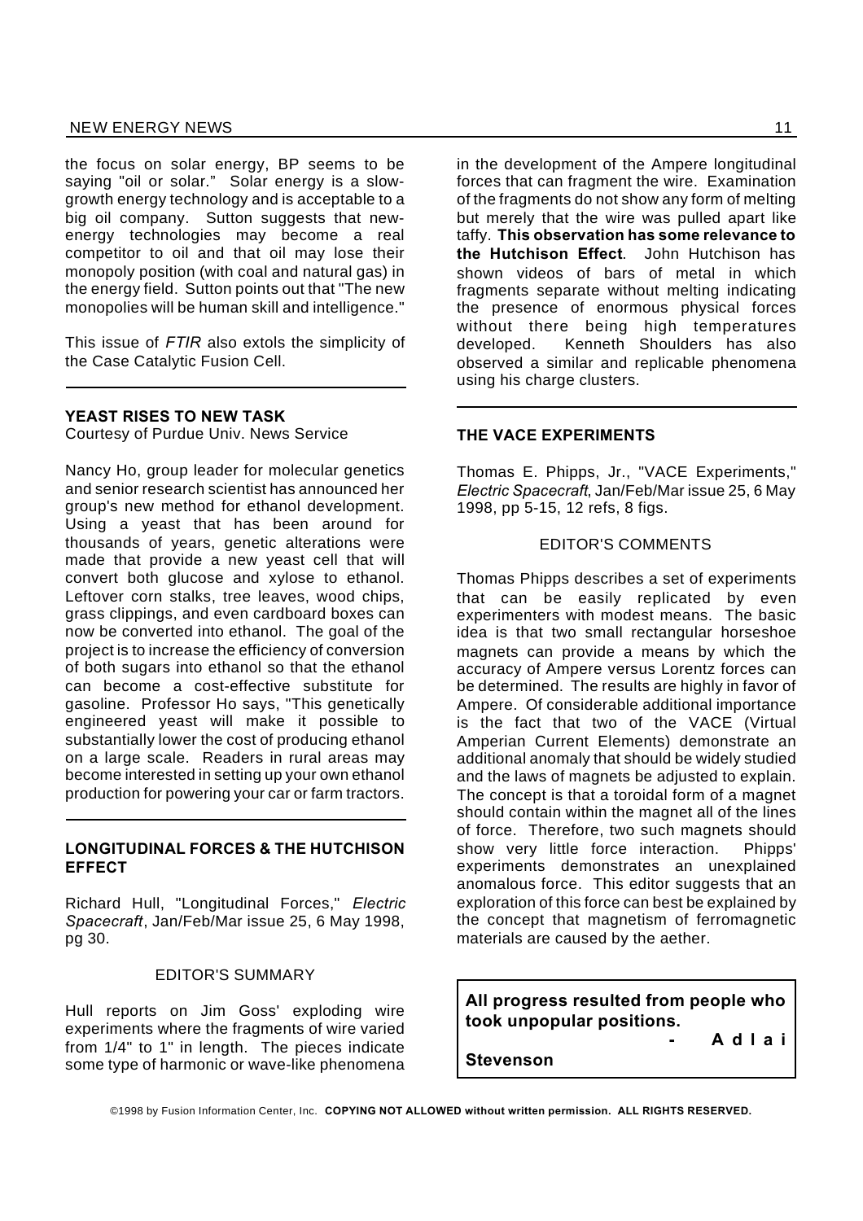the focus on solar energy, BP seems to be saying "oil or solar." Solar energy is a slow-growth energy technology and is acceptable to a big oil company. Sutton suggests that new-energy technologies may become a real competitor to oil and that oil may lose their monopoly position (with coal and natural gas) in the energy field. Sutton points out that "The new monopolies will be human skill and intelligence."

This issue of *FTIR* also extols the simplicity of the Case Catalytic Fusion Cell.

---

### YEAST RISES TO NEW TASK

Courtesy of Purdue Univ. News Service

Nancy Ho, group leader for molecular genetics and senior research scientist has announced her group's new method for ethanol development. Using a yeast that has been around for thousands of years, genetic alterations were made that provide a new yeast cell that will convert both glucose and xylose to ethanol. Leftover corn stalks, tree leaves, wood chips, grass clippings, and even cardboard boxes can now be converted into ethanol. The goal of the project is to increase the efficiency of conversion of both sugars into ethanol so that the ethanol can become a cost-effective substitute for gasoline. Professor Ho says, "This genetically engineered yeast will make it possible to substantially lower the cost of producing ethanol on a large scale. Readers in rural areas may become interested in setting up your own ethanol production for powering your car or farm tractors.

---

### LONGITUDINAL FORCES & THE HUTCHISON EFFECT

Richard Hull, "Longitudinal Forces," *Electric Spacecraft*, Jan/Feb/Mar issue 25, 6 May 1998, pg 30.

EDITOR'S SUMMARY

Hull reports on Jim Goss' exploding wire experiments where the fragments of wire varied from 1/4" to 1" in length. The pieces indicate some type of harmonic or wave-like phenomena in the development of the Ampere longitudinal forces that can fragment the wire. Examination of the fragments do not show any form of melting but merely that the wire was pulled apart like taffy. **This observation has some relevance to the Hutchison Effect**. John Hutchison has shown videos of bars of metal in which fragments separate without melting indicating the presence of enormous physical forces without there being high temperatures developed. Kenneth Shoulders has also observed a similar and replicable phenomena using his charge clusters.

---

### THE VACE EXPERIMENTS

Thomas E. Phipps, Jr., "VACE Experiments," *Electric Spacecraft*, Jan/Feb/Mar issue 25, 6 May 1998, pp 5-15, 12 refs, 8 figs.

EDITOR'S COMMENTS

Thomas Phipps describes a set of experiments that can be easily replicated by even experimenters with modest means. The basic idea is that two small rectangular horseshoe magnets can provide a means by which the accuracy of Ampere versus Lorentz forces can be determined. The results are highly in favor of Ampere. Of considerable additional importance is the fact that two of the VACE (Virtual Amperian Current Elements) demonstrate an additional anomaly that should be widely studied and the laws of magnets be adjusted to explain. The concept is that a toroidal form of a magnet should contain within the magnet all of the lines of force. Therefore, two such magnets should show very little force interaction. Phipps' experiments demonstrates an unexplained anomalous force. This editor suggests that an exploration of this force can best be explained by the concept that magnetism of ferromagnetic materials are caused by the aether.

**All progress resulted from people who took unpopular positions.**

**- Adlai Stevenson**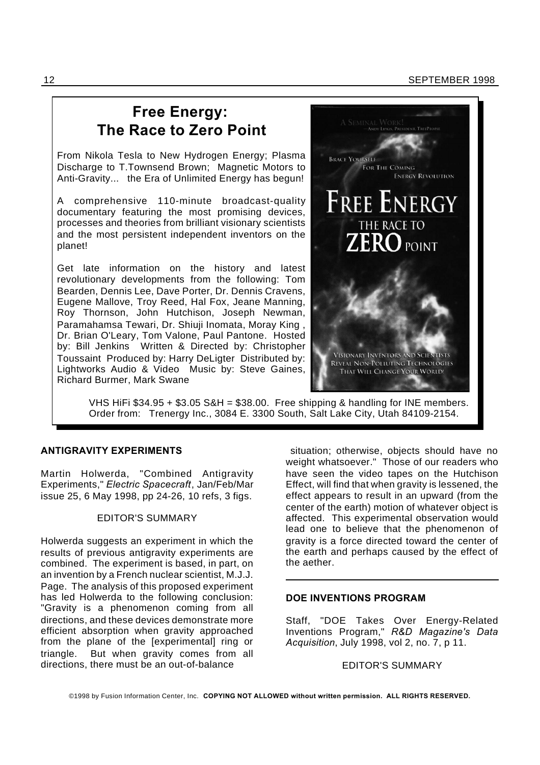## Free Energy: The Race to Zero Point

From Nikola Tesla to New Hydrogen Energy; Plasma Discharge to T.Townsend Brown; Magnetic Motors to Anti-Gravity... the Era of Unlimited Energy has begun!

A comprehensive 110-minute broadcast-quality documentary featuring the most promising devices, processes and theories from brilliant visionary scientists and the most persistent independent inventors on the planet!

Get late information on the history and latest revolutionary developments from the following: Tom Bearden, Dennis Lee, Dave Porter, Dr. Dennis Cravens, Eugene Mallove, Troy Reed, Hal Fox, Jeane Manning, Roy Thornson, John Hutchison, Joseph Newman, Paramahamsa Tewari, Dr. Shiuji Inomata, Moray King , Dr. Brian O'Leary, Tom Valone, Paul Pantone. Hosted by: Bill Jenkins Written & Directed by: Christopher Toussaint Produced by: Harry DeLigter Distributed by: Lightworks Audio & Video Music by: Steve Gaines, Richard Burmer, Mark Swane

A SEMINAL WORK! —ANDY LIPKIS, PRESIDENT, TREEPEOPLE

BRACE YOURSELF FOR THE COMING ENERGY REVOLUTION

FREE ENERGY THE RACE TO ZERO POINT

VISIONARY INVENTORS AND SCIENTISTS REVEAL NON-POLLUTING TECHNOLOGIES THAT WILL CHANGE YOUR WORLD!

VHS HiFi $34.95 + $3.05 S&H = $38.00. Free shipping & handling for INE members. Order from: Trenergy Inc., 3084 E. 3300 South, Salt Lake City, Utah 84109-2154.

### ANTIGRAVITY EXPERIMENTS

Martin Holwerda, "Combined Antigravity Experiments," *Electric Spacecraft*, Jan/Feb/Mar issue 25, 6 May 1998, pp 24-26, 10 refs, 3 figs.

EDITOR'S SUMMARY

Holwerda suggests an experiment in which the results of previous antigravity experiments are combined. The experiment is based, in part, on an invention by a French nuclear scientist, M.J.J. Page. The analysis of this proposed experiment has led Holwerda to the following conclusion: "Gravity is a phenomenon coming from all directions, and these devices demonstrate more efficient absorption when gravity approached from the plane of the [experimental] ring or triangle. But when gravity comes from all directions, there must be an out-of-balance situation; otherwise, objects should have no weight whatsoever." Those of our readers who have seen the video tapes on the Hutchison Effect, will find that when gravity is lessened, the effect appears to result in an upward (from the center of the earth) motion of whatever object is affected. This experimental observation would lead one to believe that the phenomenon of gravity is a force directed toward the center of the earth and perhaps caused by the effect of the aether.

---

### DOE INVENTIONS PROGRAM

Staff, "DOE Takes Over Energy-Related Inventions Program," *R&D Magazine's Data Acquisition*, July 1998, vol 2, no. 7, p 11.

EDITOR'S SUMMARY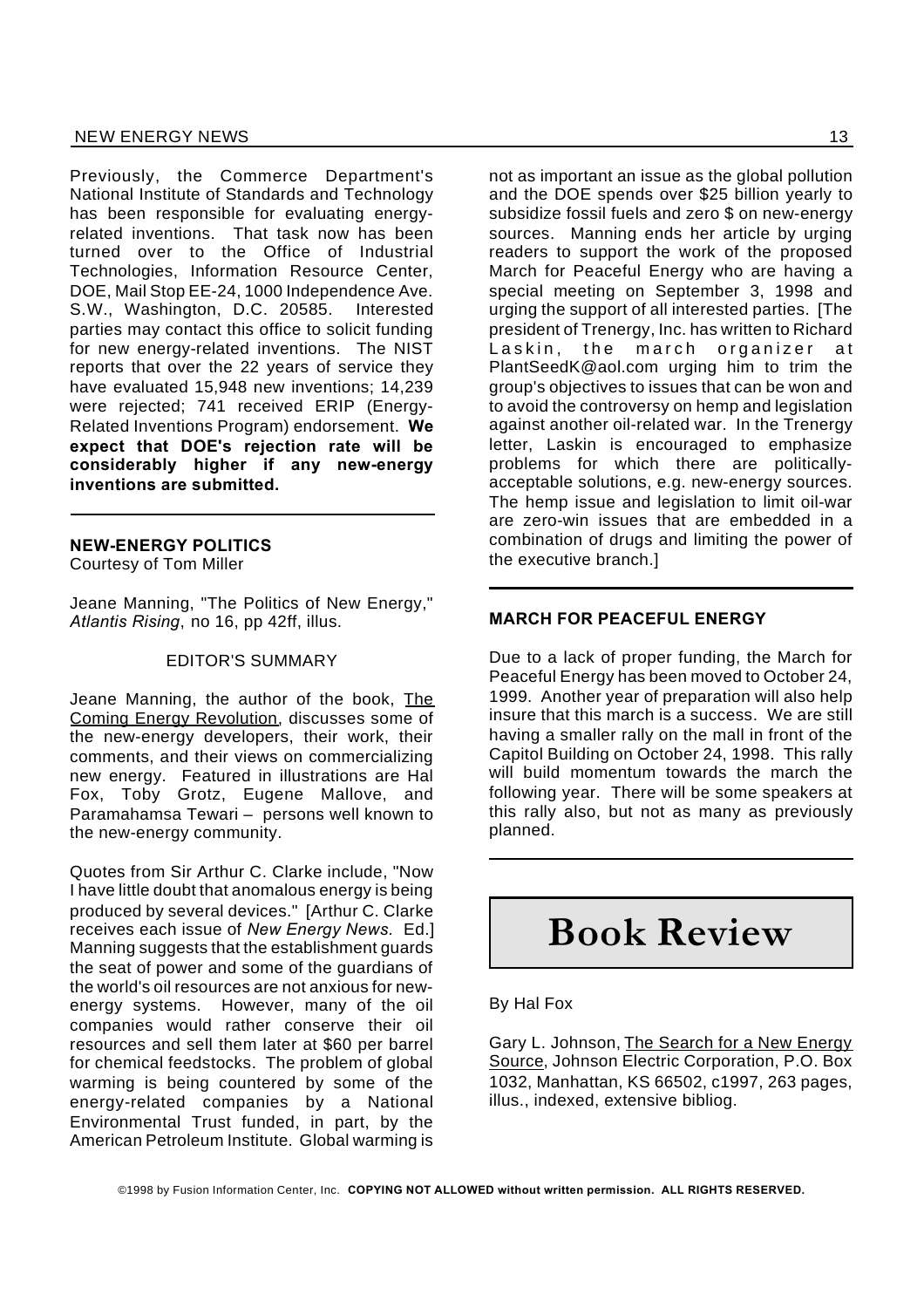Previously, the Commerce Department's National Institute of Standards and Technology has been responsible for evaluating energy-related inventions. That task now has been turned over to the Office of Industrial Technologies, Information Resource Center, DOE, Mail Stop EE-24, 1000 Independence Ave. S.W., Washington, D.C. 20585. Interested parties may contact this office to solicit funding for new energy-related inventions. The NIST reports that over the 22 years of service they have evaluated 15,948 new inventions; 14,239 were rejected; 741 received ERIP (Energy-Related Inventions Program) endorsement. **We expect that DOE's rejection rate will be considerably higher if any new-energy inventions are submitted.**

---

### NEW-ENERGY POLITICS

Courtesy of Tom Miller

Jeane Manning, "The Politics of New Energy," *Atlantis Rising*, no 16, pp 42ff, illus.

EDITOR'S SUMMARY

Jeane Manning, the author of the book, The Coming Energy Revolution, discusses some of the new-energy developers, their work, their comments, and their views on commercializing new energy. Featured in illustrations are Hal Fox, Toby Grotz, Eugene Mallove, and Paramahamsa Tewari – persons well known to the new-energy community.

Quotes from Sir Arthur C. Clarke include, "Now I have little doubt that anomalous energy is being produced by several devices." [Arthur C. Clarke receives each issue of *New Energy News.* Ed.] Manning suggests that the establishment guards the seat of power and some of the guardians of the world's oil resources are not anxious for new-energy systems. However, many of the oil companies would rather conserve their oil resources and sell them later at $60 per barrel for chemical feedstocks. The problem of global warming is being countered by some of the energy-related companies by a National Environmental Trust funded, in part, by the American Petroleum Institute. Global warming is not as important an issue as the global pollution and the DOE spends over $25 billion yearly to subsidize fossil fuels and zero $ on new-energy sources. Manning ends her article by urging readers to support the work of the proposed March for Peaceful Energy who are having a special meeting on September 3, 1998 and urging the support of all interested parties. [The president of Trenergy, Inc. has written to Richard Laskin, the march organizer at PlantSeedK@aol.com urging him to trim the group's objectives to issues that can be won and to avoid the controversy on hemp and legislation against another oil-related war. In the Trenergy letter, Laskin is encouraged to emphasize problems for which there are politically-acceptable solutions, e.g. new-energy sources. The hemp issue and legislation to limit oil-war are zero-win issues that are embedded in a combination of drugs and limiting the power of the executive branch.]

---

### MARCH FOR PEACEFUL ENERGY

Due to a lack of proper funding, the March for Peaceful Energy has been moved to October 24, 1999. Another year of preparation will also help insure that this march is a success. We are still having a smaller rally on the mall in front of the Capitol Building on October 24, 1998. This rally will build momentum towards the march the following year. There will be some speakers at this rally also, but not as many as previously planned.

---

# Book Review

By Hal Fox

Gary L. Johnson, The Search for a New Energy Source, Johnson Electric Corporation, P.O. Box 1032, Manhattan, KS 66502, c1997, 263 pages, illus., indexed, extensive bibliog.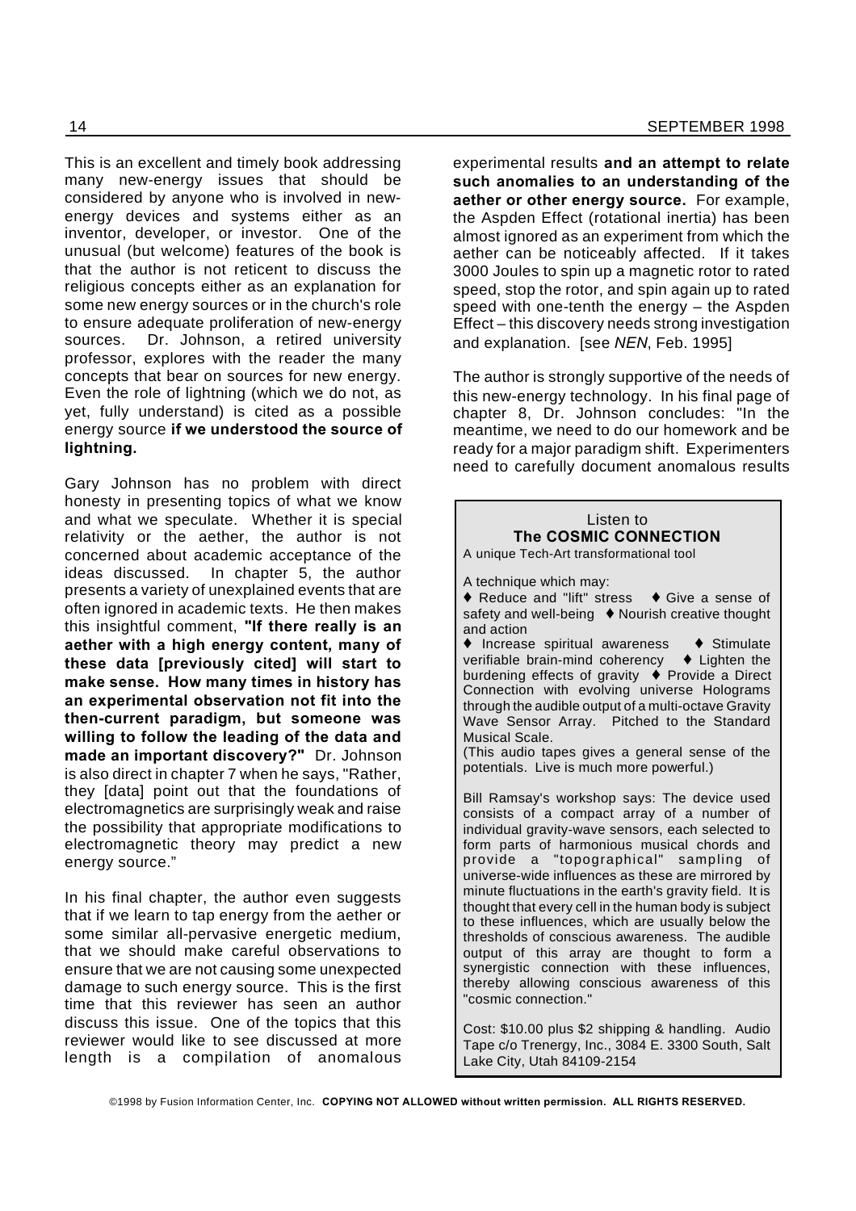This is an excellent and timely book addressing many new-energy issues that should be considered by anyone who is involved in new-energy devices and systems either as an inventor, developer, or investor. One of the unusual (but welcome) features of the book is that the author is not reticent to discuss the religious concepts either as an explanation for some new energy sources or in the church's role to ensure adequate proliferation of new-energy sources. Dr. Johnson, a retired university professor, explores with the reader the many concepts that bear on sources for new energy. Even the role of lightning (which we do not, as yet, fully understand) is cited as a possible energy source **if we understood the source of lightning.**

Gary Johnson has no problem with direct honesty in presenting topics of what we know and what we speculate. Whether it is special relativity or the aether, the author is not concerned about academic acceptance of the ideas discussed. In chapter 5, the author presents a variety of unexplained events that are often ignored in academic texts. He then makes this insightful comment, **"If there really is an aether with a high energy content, many of these data [previously cited] will start to make sense. How many times in history has an experimental observation not fit into the then-current paradigm, but someone was willing to follow the leading of the data and made an important discovery?"** Dr. Johnson is also direct in chapter 7 when he says, "Rather, they [data] point out that the foundations of electromagnetics are surprisingly weak and raise the possibility that appropriate modifications to electromagnetic theory may predict a new energy source."

In his final chapter, the author even suggests that if we learn to tap energy from the aether or some similar all-pervasive energetic medium, that we should make careful observations to ensure that we are not causing some unexpected damage to such energy source. This is the first time that this reviewer has seen an author discuss this issue. One of the topics that this reviewer would like to see discussed at more length is a compilation of anomalous experimental results **and an attempt to relate such anomalies to an understanding of the aether or other energy source.** For example, the Aspden Effect (rotational inertia) has been almost ignored as an experiment from which the aether can be noticeably affected. If it takes 3000 Joules to spin up a magnetic rotor to rated speed, stop the rotor, and spin again up to rated speed with one-tenth the energy – the Aspden Effect – this discovery needs strong investigation and explanation. [see *NEN*, Feb. 1995]

The author is strongly supportive of the needs of this new-energy technology. In his final page of chapter 8, Dr. Johnson concludes: "In the meantime, we need to do our homework and be ready for a major paradigm shift. Experimenters need to carefully document anomalous results

---

Listen to
**The COSMIC CONNECTION**
A unique Tech-Art transformational tool

A technique which may:
♦ Reduce and "lift" stress ♦ Give a sense of safety and well-being ♦ Nourish creative thought and action
♦ Increase spiritual awareness ♦ Stimulate verifiable brain-mind coherency ♦ Lighten the burdening effects of gravity ♦ Provide a Direct Connection with evolving universe Holograms through the audible output of a multi-octave Gravity Wave Sensor Array. Pitched to the Standard Musical Scale.
(This audio tapes gives a general sense of the potentials. Live is much more powerful.)

Bill Ramsay's workshop says: The device used consists of a compact array of a number of individual gravity-wave sensors, each selected to form parts of harmonious musical chords and provide a "topographical" sampling of universe-wide influences as these are mirrored by minute fluctuations in the earth's gravity field. It is thought that every cell in the human body is subject to these influences, which are usually below the thresholds of conscious awareness. The audible output of this array are thought to form a synergistic connection with these influences, thereby allowing conscious awareness of this "cosmic connection."

Cost: $10.00 plus $2 shipping & handling. Audio Tape c/o Trenergy, Inc., 3084 E. 3300 South, Salt Lake City, Utah 84109-2154

---

©1998 by Fusion Information Center, Inc. **COPYING NOT ALLOWED without written permission. ALL RIGHTS RESERVED.**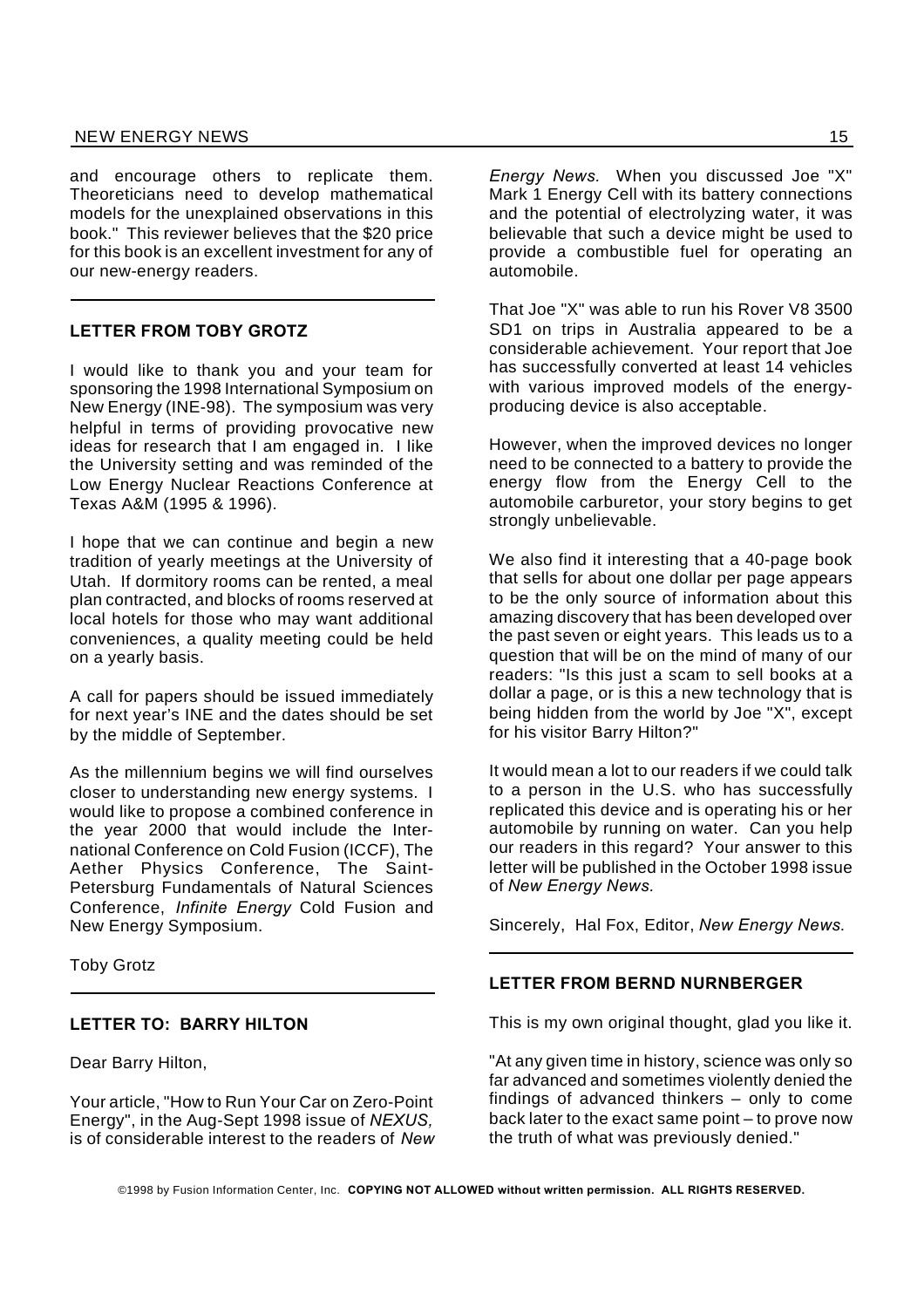and encourage others to replicate them. Theoreticians need to develop mathematical models for the unexplained observations in this book." This reviewer believes that the $20 price for this book is an excellent investment for any of our new-energy readers.

---

### LETTER FROM TOBY GROTZ

I would like to thank you and your team for sponsoring the 1998 International Symposium on New Energy (INE-98). The symposium was very helpful in terms of providing provocative new ideas for research that I am engaged in. I like the University setting and was reminded of the Low Energy Nuclear Reactions Conference at Texas A&M (1995 & 1996).

I hope that we can continue and begin a new tradition of yearly meetings at the University of Utah. If dormitory rooms can be rented, a meal plan contracted, and blocks of rooms reserved at local hotels for those who may want additional conveniences, a quality meeting could be held on a yearly basis.

A call for papers should be issued immediately for next year's INE and the dates should be set by the middle of September.

As the millennium begins we will find ourselves closer to understanding new energy systems. I would like to propose a combined conference in the year 2000 that would include the International Conference on Cold Fusion (ICCF), The Aether Physics Conference, The Saint-Petersburg Fundamentals of Natural Sciences Conference, *Infinite Energy* Cold Fusion and New Energy Symposium.

Toby Grotz

---

### LETTER TO: BARRY HILTON

Dear Barry Hilton,

Your article, "How to Run Your Car on Zero-Point Energy", in the Aug-Sept 1998 issue of *NEXUS,* is of considerable interest to the readers of *New Energy News.* When you discussed Joe "X" Mark 1 Energy Cell with its battery connections and the potential of electrolyzing water, it was believable that such a device might be used to provide a combustible fuel for operating an automobile.

That Joe "X" was able to run his Rover V8 3500 SD1 on trips in Australia appeared to be a considerable achievement. Your report that Joe has successfully converted at least 14 vehicles with various improved models of the energy-producing device is also acceptable.

However, when the improved devices no longer need to be connected to a battery to provide the energy flow from the Energy Cell to the automobile carburetor, your story begins to get strongly unbelievable.

We also find it interesting that a 40-page book that sells for about one dollar per page appears to be the only source of information about this amazing discovery that has been developed over the past seven or eight years. This leads us to a question that will be on the mind of many of our readers: "Is this just a scam to sell books at a dollar a page, or is this a new technology that is being hidden from the world by Joe "X", except for his visitor Barry Hilton?"

It would mean a lot to our readers if we could talk to a person in the U.S. who has successfully replicated this device and is operating his or her automobile by running on water. Can you help our readers in this regard? Your answer to this letter will be published in the October 1998 issue of *New Energy News.*

Sincerely, Hal Fox, Editor, *New Energy News.*

---

### LETTER FROM BERND NURNBERGER

This is my own original thought, glad you like it.

"At any given time in history, science was only so far advanced and sometimes violently denied the findings of advanced thinkers – only to come back later to the exact same point – to prove now the truth of what was previously denied."

©1998 by Fusion Information Center, Inc. **COPYING NOT ALLOWED without written permission. ALL RIGHTS RESERVED.**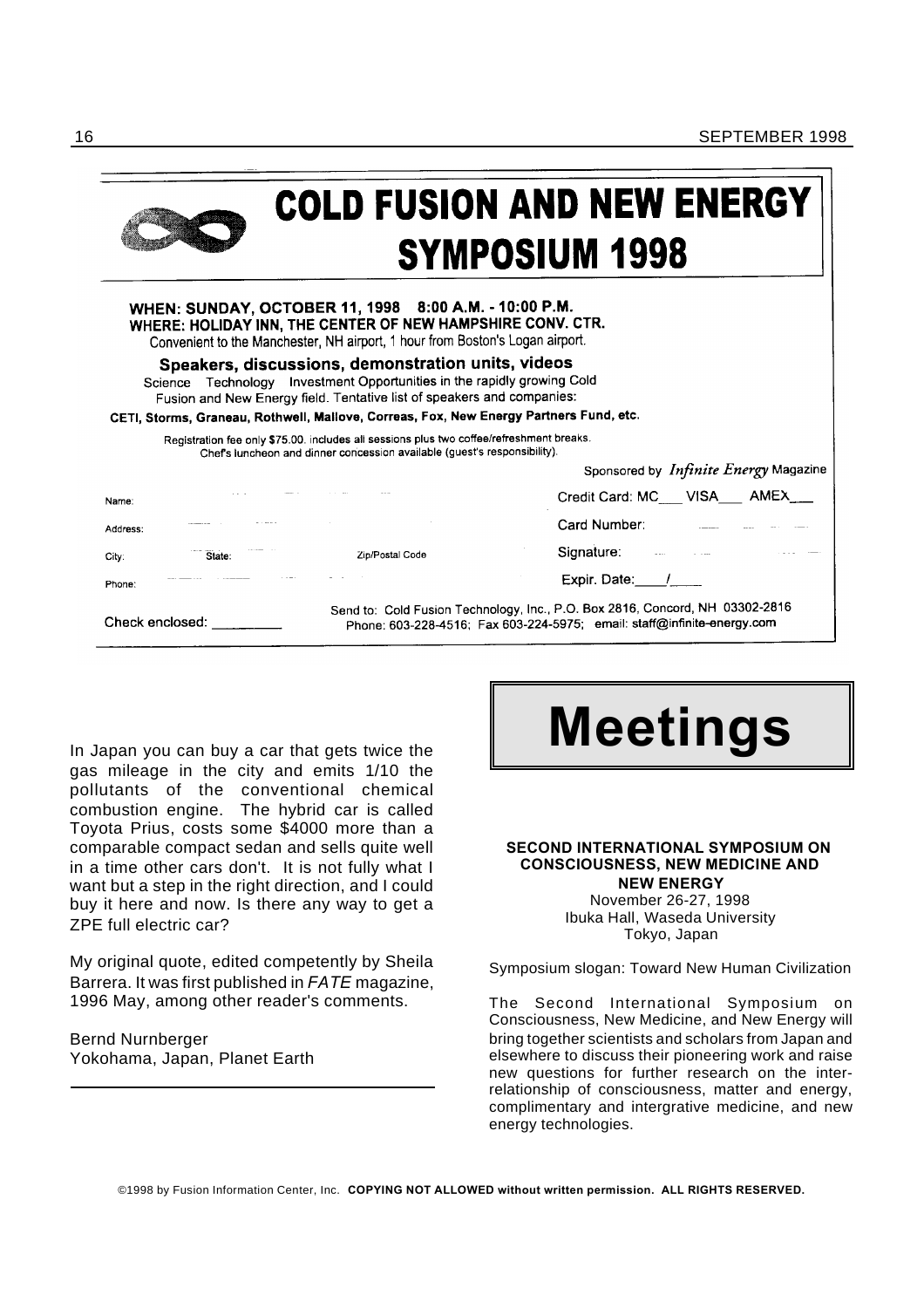# COLD FUSION AND NEW ENERGY SYMPOSIUM 1998

**WHEN: SUNDAY, OCTOBER 11, 1998 8:00 A.M. - 10:00 P.M.**
**WHERE: HOLIDAY INN, THE CENTER OF NEW HAMPSHIRE CONV. CTR.**
Convenient to the Manchester, NH airport, 1 hour from Boston's Logan airport.

**Speakers, discussions, demonstration units, videos**
Science Technology Investment Opportunities in the rapidly growing Cold Fusion and New Energy field. Tentative list of speakers and companies:
**CETI, Storms, Graneau, Rothwell, Mallove, Correas, Fox, New Energy Partners Fund, etc.**

Registration fee only $75.00. includes all sessions plus two coffee/refreshment breaks. Chef's luncheon and dinner concession available (guest's responsibility).

Sponsored by *Infinite Energy* Magazine

Name:

Address:

City: State: Zip/Postal Code

Phone:

Check enclosed: ________

Credit Card: MC___ VISA___ AMEX___

Card Number:

Signature:

Expir. Date:____/____

Send to: Cold Fusion Technology, Inc., P.O. Box 2816, Concord, NH 03302-2816
Phone: 603-228-4516; Fax 603-224-5975; email: staff@infinite-energy.com

In Japan you can buy a car that gets twice the gas mileage in the city and emits 1/10 the pollutants of the conventional chemical combustion engine. The hybrid car is called Toyota Prius, costs some $4000 more than a comparable compact sedan and sells quite well in a time other cars don't. It is not fully what I want but a step in the right direction, and I could buy it here and now. Is there any way to get a ZPE full electric car?

My original quote, edited competently by Sheila Barrera. It was first published in *FATE* magazine, 1996 May, among other reader's comments.

Bernd Nurnberger
Yokohama, Japan, Planet Earth

# Meetings

**SECOND INTERNATIONAL SYMPOSIUM ON CONSCIOUSNESS, NEW MEDICINE AND NEW ENERGY**
November 26-27, 1998
Ibuka Hall, Waseda University
Tokyo, Japan

Symposium slogan: Toward New Human Civilization

The Second International Symposium on Consciousness, New Medicine, and New Energy will bring together scientists and scholars from Japan and elsewhere to discuss their pioneering work and raise new questions for further research on the inter-relationship of consciousness, matter and energy, complimentary and intergrative medicine, and new energy technologies.

©1998 by Fusion Information Center, Inc. **COPYING NOT ALLOWED without written permission. ALL RIGHTS RESERVED.**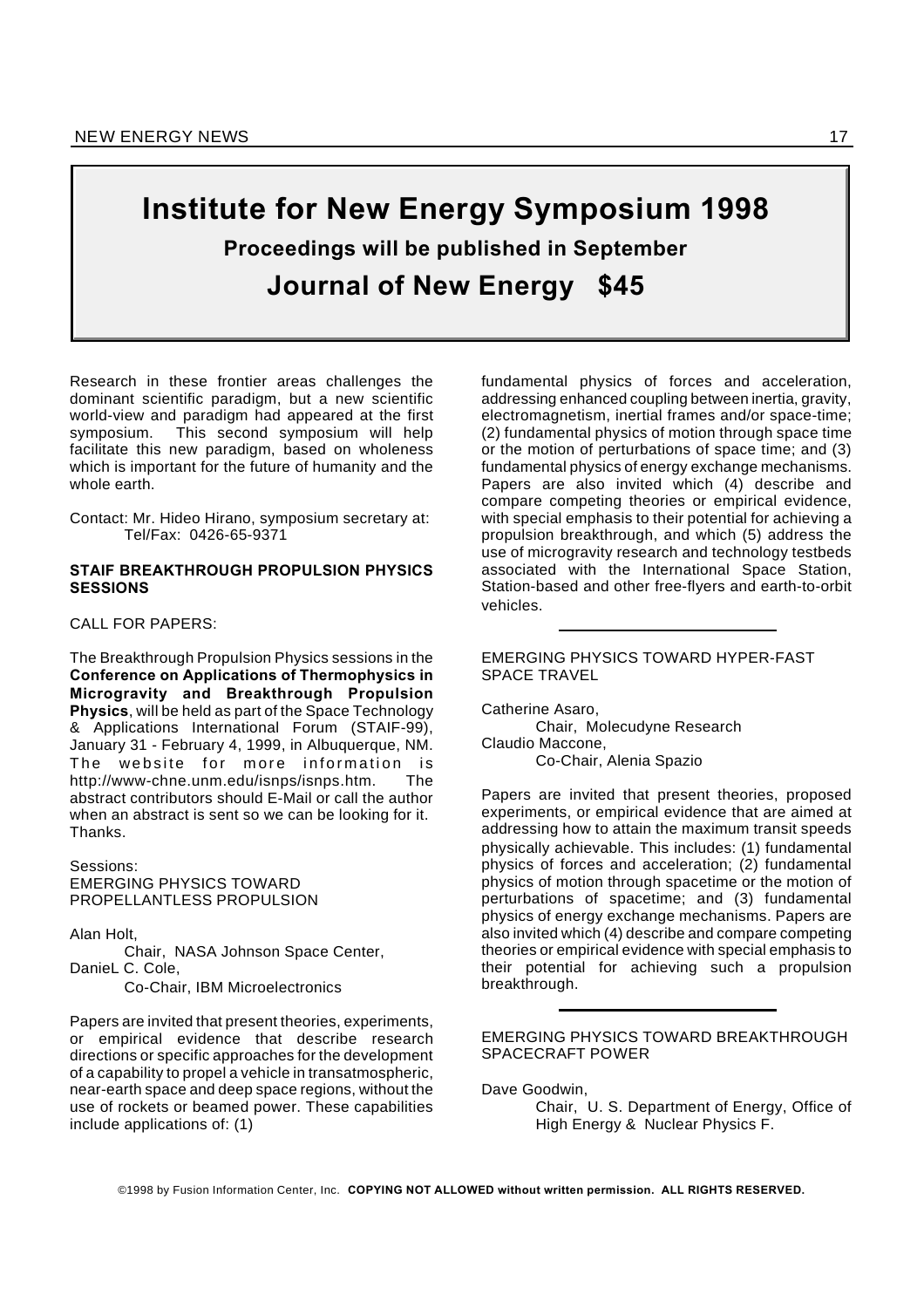# Institute for New Energy Symposium 1998

**Proceedings will be published in September**

**Journal of New Energy $45**

Research in these frontier areas challenges the dominant scientific paradigm, but a new scientific world-view and paradigm had appeared at the first symposium. This second symposium will help facilitate this new paradigm, based on wholeness which is important for the future of humanity and the whole earth.

Contact: Mr. Hideo Hirano, symposium secretary at:
Tel/Fax: 0426-65-9371

**STAIF BREAKTHROUGH PROPULSION PHYSICS SESSIONS**

CALL FOR PAPERS:

The Breakthrough Propulsion Physics sessions in the **Conference on Applications of Thermophysics in Microgravity and Breakthrough Propulsion Physics**, will be held as part of the Space Technology & Applications International Forum (STAIF-99), January 31 - February 4, 1999, in Albuquerque, NM. The website for more information is http://www-chne.unm.edu/isnps/isnps.htm. The abstract contributors should E-Mail or call the author when an abstract is sent so we can be looking for it. Thanks.

Sessions:
EMERGING PHYSICS TOWARD PROPELLANTLESS PROPULSION

Alan Holt,
Chair, NASA Johnson Space Center,
DanieL C. Cole,
Co-Chair, IBM Microelectronics

Papers are invited that present theories, experiments, or empirical evidence that describe research directions or specific approaches for the development of a capability to propel a vehicle in transatmospheric, near-earth space and deep space regions, without the use of rockets or beamed power. These capabilities include applications of: (1) fundamental physics of forces and acceleration, addressing enhanced coupling between inertia, gravity, electromagnetism, inertial frames and/or space-time; (2) fundamental physics of motion through space time or the motion of perturbations of space time; and (3) fundamental physics of energy exchange mechanisms. Papers are also invited which (4) describe and compare competing theories or empirical evidence, with special emphasis to their potential for achieving a propulsion breakthrough, and which (5) address the use of microgravity research and technology testbeds associated with the International Space Station, Station-based and other free-flyers and earth-to-orbit vehicles.

---

EMERGING PHYSICS TOWARD HYPER-FAST SPACE TRAVEL

Catherine Asaro,
Chair, Molecudyne Research
Claudio Maccone,
Co-Chair, Alenia Spazio

Papers are invited that present theories, proposed experiments, or empirical evidence that are aimed at addressing how to attain the maximum transit speeds physically achievable. This includes: (1) fundamental physics of forces and acceleration; (2) fundamental physics of motion through spacetime or the motion of perturbations of spacetime; and (3) fundamental physics of energy exchange mechanisms. Papers are also invited which (4) describe and compare competing theories or empirical evidence with special emphasis to their potential for achieving such a propulsion breakthrough.

---

EMERGING PHYSICS TOWARD BREAKTHROUGH SPACECRAFT POWER

Dave Goodwin,
Chair, U. S. Department of Energy, Office of High Energy & Nuclear Physics F.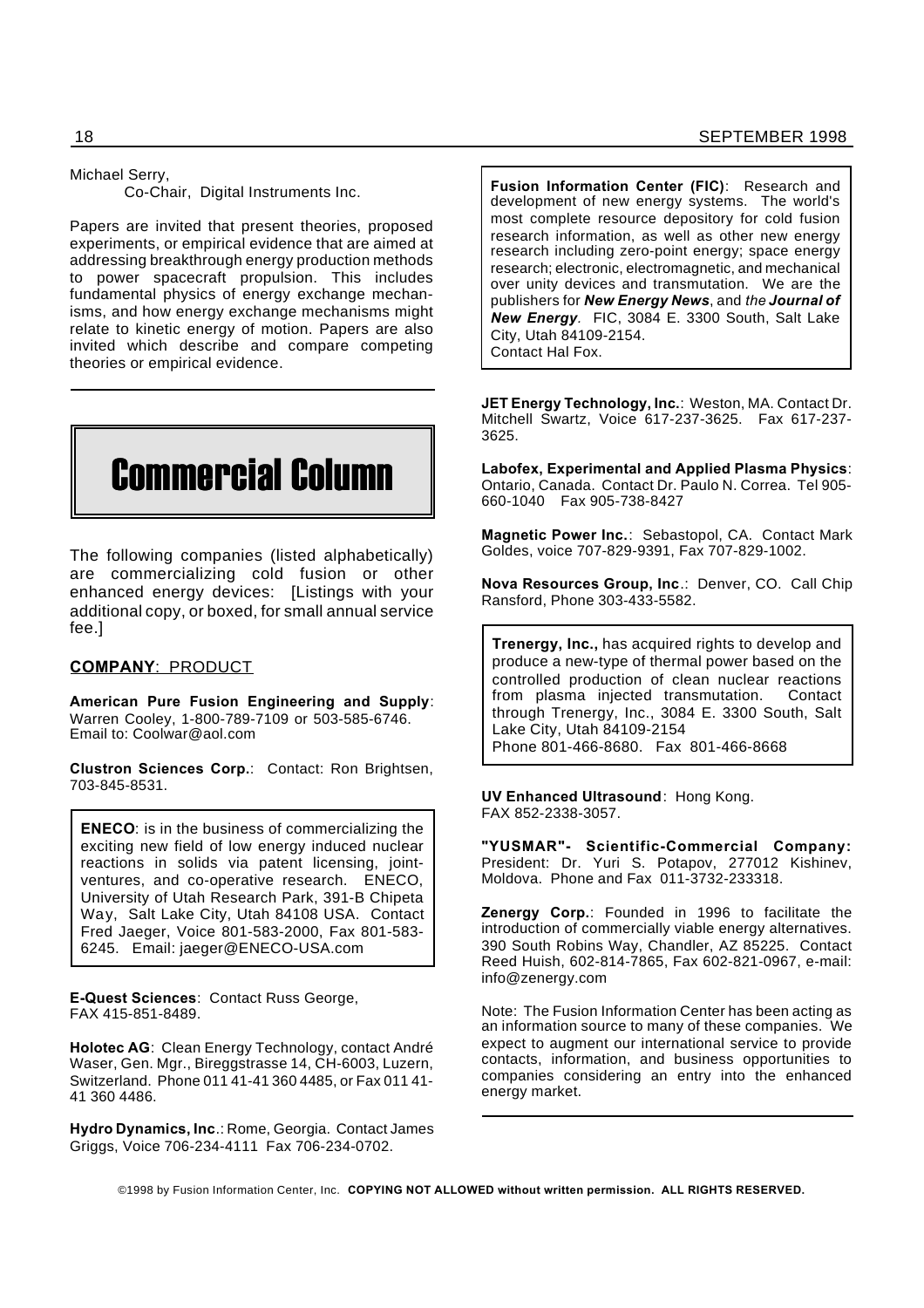Michael Serry,
Co-Chair, Digital Instruments Inc.

Papers are invited that present theories, proposed experiments, or empirical evidence that are aimed at addressing breakthrough energy production methods to power spacecraft propulsion. This includes fundamental physics of energy exchange mechanisms, and how energy exchange mechanisms might relate to kinetic energy of motion. Papers are also invited which describe and compare competing theories or empirical evidence.

# Commercial Column

The following companies (listed alphabetically) are commercializing cold fusion or other enhanced energy devices: [Listings with your additional copy, or boxed, for small annual service fee.]

**COMPANY**: PRODUCT

**American Pure Fusion Engineering and Supply**: Warren Cooley, 1-800-789-7109 or 503-585-6746. Email to: Coolwar@aol.com

**Clustron Sciences Corp.**: Contact: Ron Brightsen, 703-845-8531.

**ENECO**: is in the business of commercializing the exciting new field of low energy induced nuclear reactions in solids via patent licensing, joint-ventures, and co-operative research. ENECO, University of Utah Research Park, 391-B Chipeta Way, Salt Lake City, Utah 84108 USA. Contact Fred Jaeger, Voice 801-583-2000, Fax 801-583-6245. Email: jaeger@ENECO-USA.com

**E-Quest Sciences**: Contact Russ George, FAX 415-851-8489.

**Holotec AG**: Clean Energy Technology, contact André Waser, Gen. Mgr., Bireggstrasse 14, CH-6003, Luzern, Switzerland. Phone 011 41-41 360 4485, or Fax 011 41-41 360 4486.

**Hydro Dynamics, Inc**.: Rome, Georgia. Contact James Griggs, Voice 706-234-4111 Fax 706-234-0702.

**Fusion Information Center (FIC)**: Research and development of new energy systems. The world's most complete resource depository for cold fusion research information, as well as other new energy research including zero-point energy; space energy research; electronic, electromagnetic, and mechanical over unity devices and transmutation. We are the publishers for ***New Energy News***, and *the **Journal of New Energy***. FIC, 3084 E. 3300 South, Salt Lake City, Utah 84109-2154.
Contact Hal Fox.

**JET Energy Technology, Inc.**: Weston, MA. Contact Dr. Mitchell Swartz, Voice 617-237-3625. Fax 617-237-3625.

**Labofex, Experimental and Applied Plasma Physics**: Ontario, Canada. Contact Dr. Paulo N. Correa. Tel 905-660-1040 Fax 905-738-8427

**Magnetic Power Inc.**: Sebastopol, CA. Contact Mark Goldes, voice 707-829-9391, Fax 707-829-1002.

**Nova Resources Group, Inc**.: Denver, CO. Call Chip Ransford, Phone 303-433-5582.

**Trenergy, Inc.,** has acquired rights to develop and produce a new-type of thermal power based on the controlled production of clean nuclear reactions from plasma injected transmutation. Contact through Trenergy, Inc., 3084 E. 3300 South, Salt Lake City, Utah 84109-2154
Phone 801-466-8680. Fax 801-466-8668

**UV Enhanced Ultrasound**: Hong Kong. FAX 852-2338-3057.

**"YUSMAR"- Scientific-Commercial Company:** President: Dr. Yuri S. Potapov, 277012 Kishinev, Moldova. Phone and Fax 011-3732-233318.

**Zenergy Corp.**: Founded in 1996 to facilitate the introduction of commercially viable energy alternatives. 390 South Robins Way, Chandler, AZ 85225. Contact Reed Huish, 602-814-7865, Fax 602-821-0967, e-mail: info@zenergy.com

Note: The Fusion Information Center has been acting as an information source to many of these companies. We expect to augment our international service to provide contacts, information, and business opportunities to companies considering an entry into the enhanced energy market.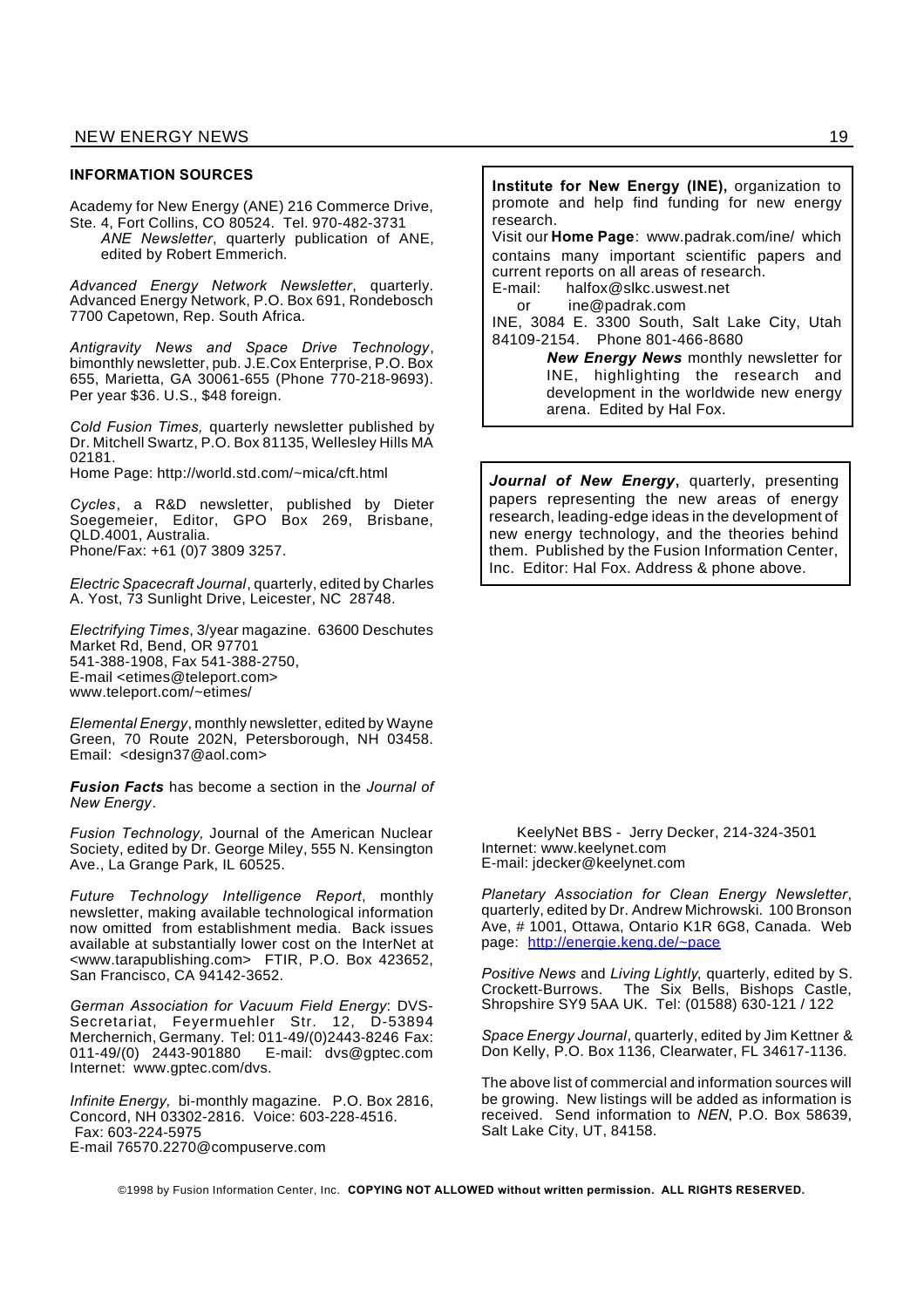## INFORMATION SOURCES

Academy for New Energy (ANE) 216 Commerce Drive, Ste. 4, Fort Collins, CO 80524. Tel. 970-482-3731
*ANE Newsletter*, quarterly publication of ANE, edited by Robert Emmerich.

*Advanced Energy Network Newsletter*, quarterly. Advanced Energy Network, P.O. Box 691, Rondebosch 7700 Capetown, Rep. South Africa.

*Antigravity News and Space Drive Technology*, bimonthly newsletter, pub. J.E.Cox Enterprise, P.O. Box 655, Marietta, GA 30061-655 (Phone 770-218-9693). Per year $36. U.S., $48 foreign.

*Cold Fusion Times,* quarterly newsletter published by Dr. Mitchell Swartz, P.O. Box 81135, Wellesley Hills MA 02181.
Home Page: http://world.std.com/~mica/cft.html

*Cycles*, a R&D newsletter, published by Dieter Soegemeier, Editor, GPO Box 269, Brisbane, QLD.4001, Australia.
Phone/Fax: +61 (0)7 3809 3257.

*Electric Spacecraft Journal*, quarterly, edited by Charles A. Yost, 73 Sunlight Drive, Leicester, NC 28748.

*Electrifying Times*, 3/year magazine. 63600 Deschutes Market Rd, Bend, OR 97701
541-388-1908, Fax 541-388-2750,
E-mail <etimes@teleport.com>
www.teleport.com/~etimes/

*Elemental Energy*, monthly newsletter, edited by Wayne Green, 70 Route 202N, Petersborough, NH 03458. Email: <design37@aol.com>

***Fusion Facts*** has become a section in the *Journal of New Energy*.

*Fusion Technology,* Journal of the American Nuclear Society, edited by Dr. George Miley, 555 N. Kensington Ave., La Grange Park, IL 60525.

*Future Technology Intelligence Report*, monthly newsletter, making available technological information now omitted from establishment media. Back issues available at substantially lower cost on the InterNet at <www.tarapublishing.com> FTIR, P.O. Box 423652, San Francisco, CA 94142-3652.

*German Association for Vacuum Field Energy*: DVS-Secretariat, Feyermuehler Str. 12, D-53894 Merchernich, Germany. Tel: 011-49/(0)2443-8246 Fax: 011-49/(0) 2443-901880 E-mail: dvs@gptec.com Internet: www.gptec.com/dvs.

*Infinite Energy,* bi-monthly magazine. P.O. Box 2816, Concord, NH 03302-2816. Voice: 603-228-4516.
Fax: 603-224-5975
E-mail 76570.2270@compuserve.com

**Institute for New Energy (INE),** organization to promote and help find funding for new energy research.
Visit our **Home Page**: www.padrak.com/ine/ which contains many important scientific papers and current reports on all areas of research.
E-mail: halfox@slkc.uswest.net
or ine@padrak.com
INE, 3084 E. 3300 South, Salt Lake City, Utah 84109-2154. Phone 801-466-8680
***New Energy News*** monthly newsletter for INE, highlighting the research and development in the worldwide new energy arena. Edited by Hal Fox.

***Journal of New Energy***, quarterly, presenting papers representing the new areas of energy research, leading-edge ideas in the development of new energy technology, and the theories behind them. Published by the Fusion Information Center, Inc. Editor: Hal Fox. Address & phone above.

KeelyNet BBS - Jerry Decker, 214-324-3501
Internet: www.keelynet.com
E-mail: jdecker@keelynet.com

*Planetary Association for Clean Energy Newsletter*, quarterly, edited by Dr. Andrew Michrowski. 100 Bronson Ave, # 1001, Ottawa, Ontario K1R 6G8, Canada. Web page: http://energie.keng.de/~pace

*Positive News* and *Living Lightly*, quarterly, edited by S. Crockett-Burrows. The Six Bells, Bishops Castle, Shropshire SY9 5AA UK. Tel: (01588) 630-121 / 122

*Space Energy Journal*, quarterly, edited by Jim Kettner & Don Kelly, P.O. Box 1136, Clearwater, FL 34617-1136.

The above list of commercial and information sources will be growing. New listings will be added as information is received. Send information to *NEN*, P.O. Box 58639, Salt Lake City, UT, 84158.

©1998 by Fusion Information Center, Inc. **COPYING NOT ALLOWED without written permission. ALL RIGHTS RESERVED.**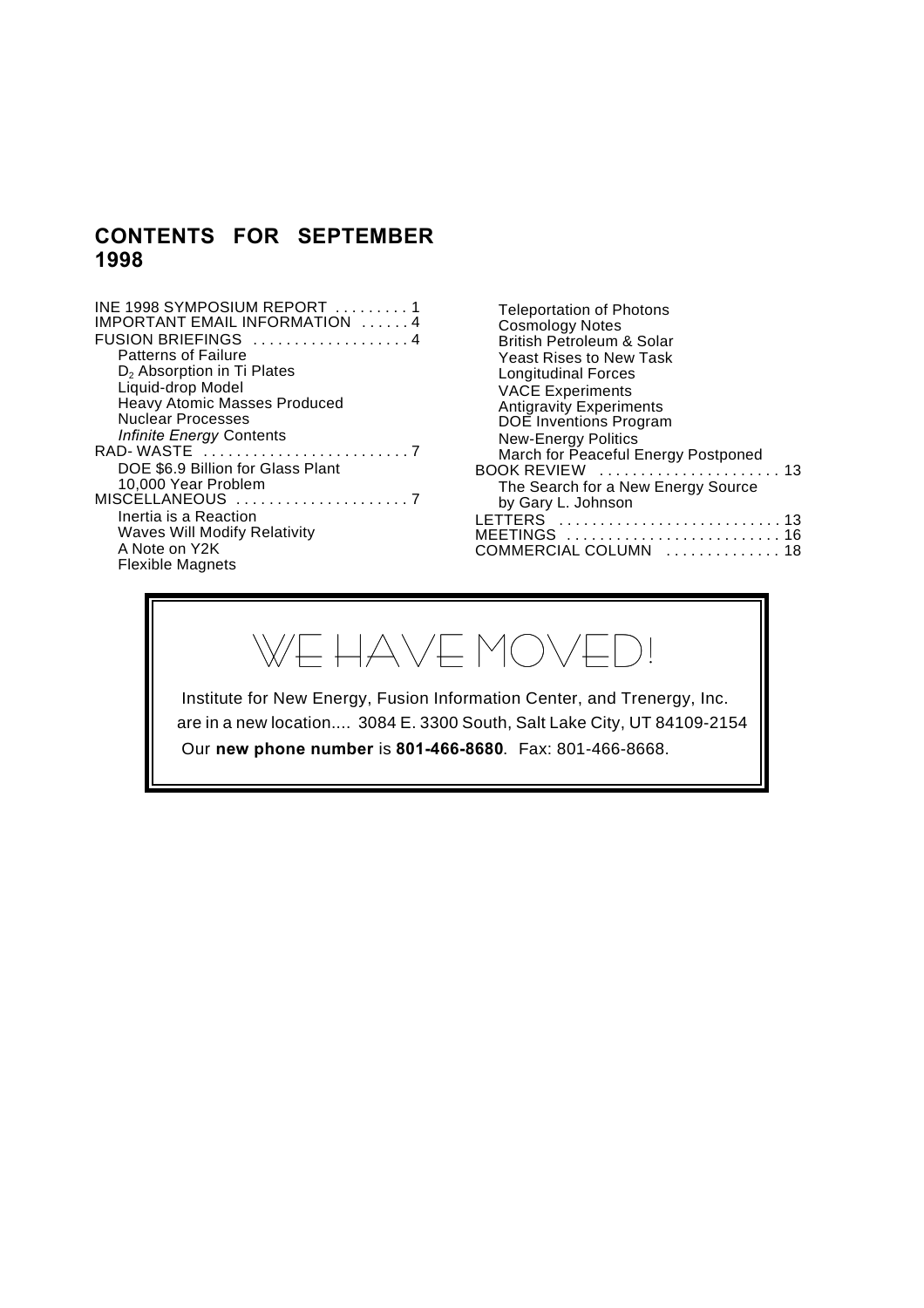## CONTENTS FOR SEPTEMBER 1998

INE 1998 SYMPOSIUM REPORT . . . . . . . . . 1
IMPORTANT EMAIL INFORMATION . . . . . . 4
FUSION BRIEFINGS . . . . . . . . . . . . . . . . . . . 4
- Patterns of Failure
- $D_2$ Absorption in Ti Plates
- Liquid-drop Model
- Heavy Atomic Masses Produced
- Nuclear Processes
- *Infinite Energy* Contents

RAD- WASTE . . . . . . . . . . . . . . . . . . . . . . . . . 7
- DOE $6.9 Billion for Glass Plant
- 10,000 Year Problem

MISCELLANEOUS . . . . . . . . . . . . . . . . . . . . . 7
- Inertia is a Reaction
- Waves Will Modify Relativity
- A Note on Y2K
- Flexible Magnets
- Teleportation of Photons
- Cosmology Notes
- British Petroleum & Solar
- Yeast Rises to New Task
- Longitudinal Forces
- VACE Experiments
- Antigravity Experiments
- DOE Inventions Program
- New-Energy Politics
- March for Peaceful Energy Postponed

BOOK REVIEW . . . . . . . . . . . . . . . . . . . . . . 13
- The Search for a New Energy Source by Gary L. Johnson

LETTERS . . . . . . . . . . . . . . . . . . . . . . . . . . . 13
MEETINGS . . . . . . . . . . . . . . . . . . . . . . . . . . 16
COMMERCIAL COLUMN . . . . . . . . . . . . . . 18

## WE HAVE MOVED!

Institute for New Energy, Fusion Information Center, and Trenergy, Inc. are in a new location.... 3084 E. 3300 South, Salt Lake City, UT 84109-2154

Our **new phone number** is **801-466-8680**. Fax: 801-466-8668.